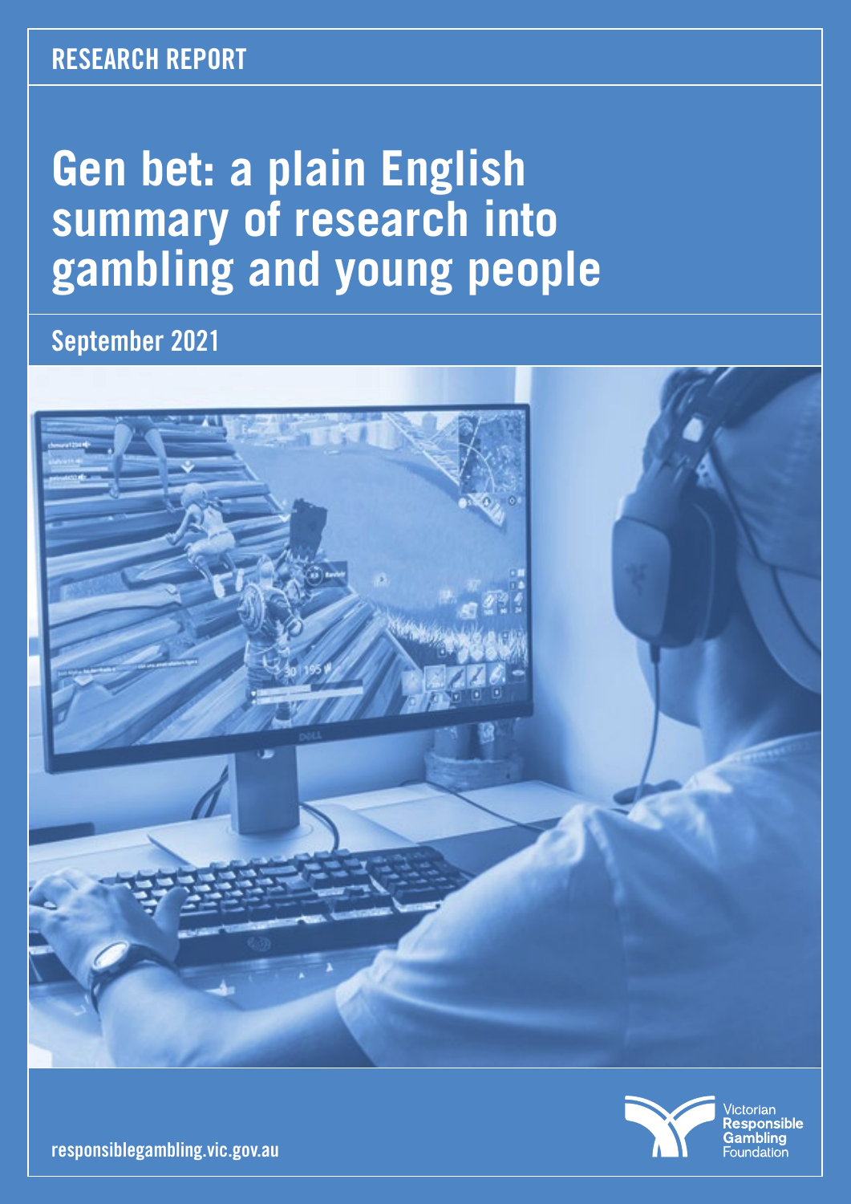RESEARCH REPORT

# Gen bet: a plain English summary of research into gambling and young people

## September 2021

responsiblegambling.vic.gov.au

Victorian Responsible Gambling Foundation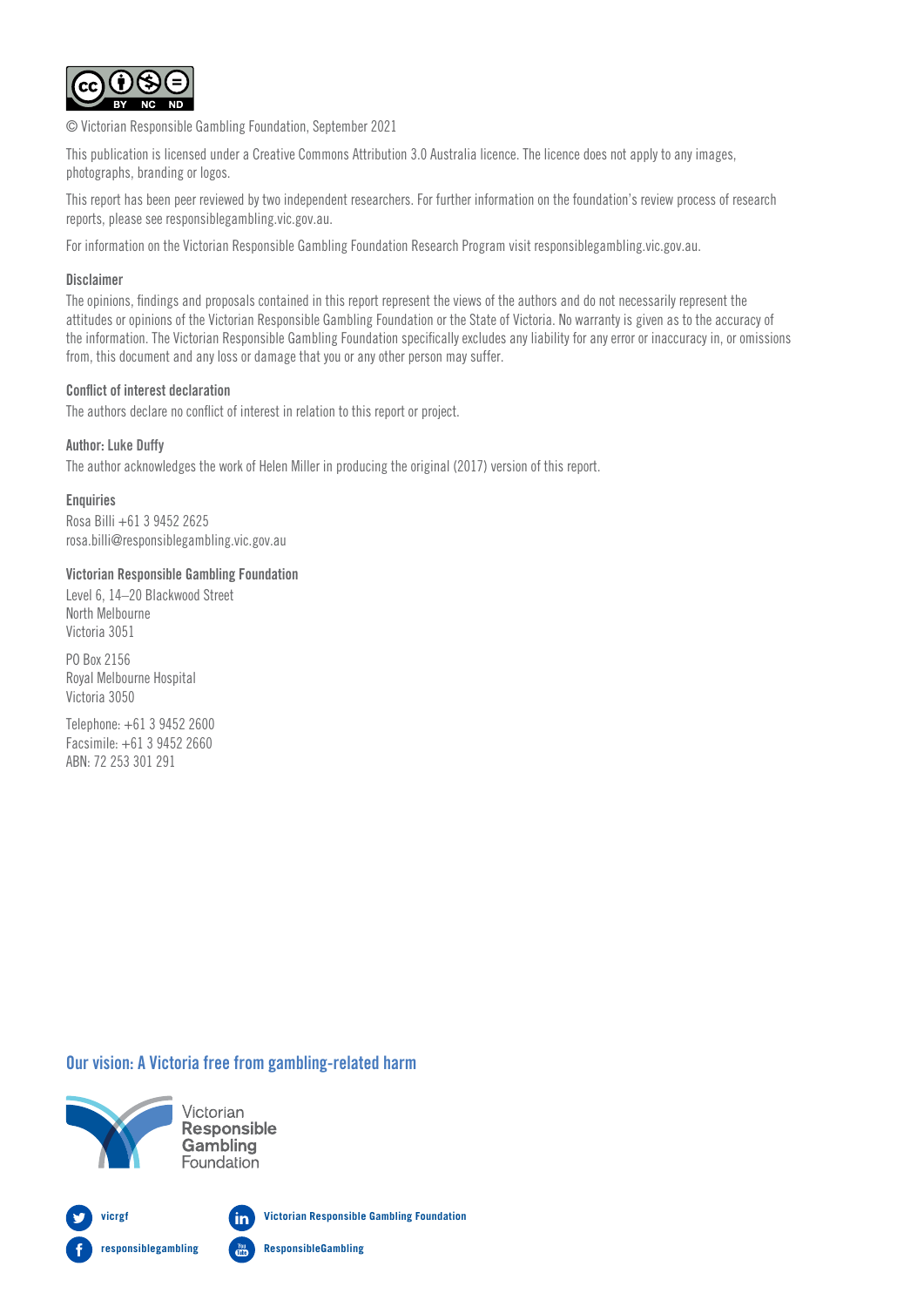© Victorian Responsible Gambling Foundation, September 2021

This publication is licensed under a Creative Commons Attribution 3.0 Australia licence. The licence does not apply to any images, photographs, branding or logos.

This report has been peer reviewed by two independent researchers. For further information on the foundation's review process of research reports, please see responsiblegambling.vic.gov.au.

For information on the Victorian Responsible Gambling Foundation Research Program visit responsiblegambling.vic.gov.au.

**Disclaimer**

The opinions, findings and proposals contained in this report represent the views of the authors and do not necessarily represent the attitudes or opinions of the Victorian Responsible Gambling Foundation or the State of Victoria. No warranty is given as to the accuracy of the information. The Victorian Responsible Gambling Foundation specifically excludes any liability for any error or inaccuracy in, or omissions from, this document and any loss or damage that you or any other person may suffer.

**Conflict of interest declaration**

The authors declare no conflict of interest in relation to this report or project.

**Author: Luke Duffy**

The author acknowledges the work of Helen Miller in producing the original (2017) version of this report.

**Enquiries**

Rosa Billi +61 3 9452 2625
rosa.billi@responsiblegambling.vic.gov.au

**Victorian Responsible Gambling Foundation**

Level 6, 14–20 Blackwood Street
North Melbourne
Victoria 3051

PO Box 2156
Royal Melbourne Hospital
Victoria 3050

Telephone: +61 3 9452 2600
Facsimile: +61 3 9452 2660
ABN: 72 253 301 291

## Our vision: A Victoria free from gambling-related harm

Victorian Responsible Gambling Foundation

vicrgf

responsiblegambling

Victorian Responsible Gambling Foundation

ResponsibleGambling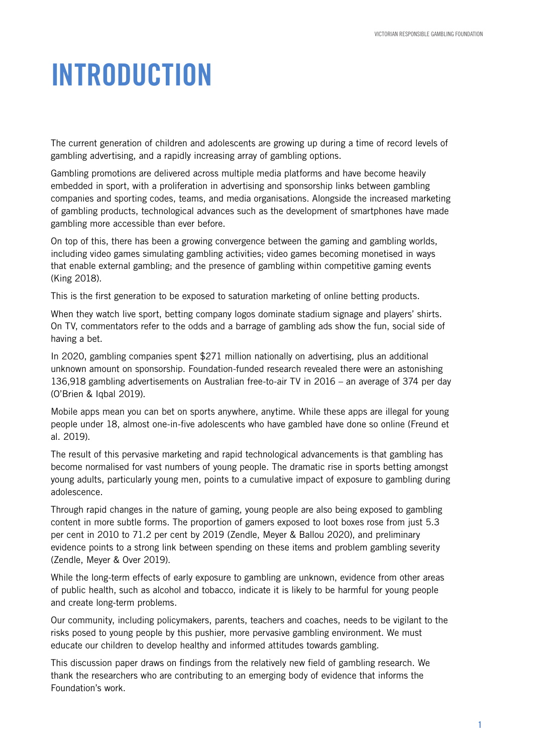# INTRODUCTION

The current generation of children and adolescents are growing up during a time of record levels of gambling advertising, and a rapidly increasing array of gambling options.

Gambling promotions are delivered across multiple media platforms and have become heavily embedded in sport, with a proliferation in advertising and sponsorship links between gambling companies and sporting codes, teams, and media organisations. Alongside the increased marketing of gambling products, technological advances such as the development of smartphones have made gambling more accessible than ever before.

On top of this, there has been a growing convergence between the gaming and gambling worlds, including video games simulating gambling activities; video games becoming monetised in ways that enable external gambling; and the presence of gambling within competitive gaming events (King 2018).

This is the first generation to be exposed to saturation marketing of online betting products.

When they watch live sport, betting company logos dominate stadium signage and players' shirts. On TV, commentators refer to the odds and a barrage of gambling ads show the fun, social side of having a bet.

In 2020, gambling companies spent $271 million nationally on advertising, plus an additional unknown amount on sponsorship. Foundation-funded research revealed there were an astonishing 136,918 gambling advertisements on Australian free-to-air TV in 2016 – an average of 374 per day (O'Brien & Iqbal 2019).

Mobile apps mean you can bet on sports anywhere, anytime. While these apps are illegal for young people under 18, almost one-in-five adolescents who have gambled have done so online (Freund et al. 2019).

The result of this pervasive marketing and rapid technological advancements is that gambling has become normalised for vast numbers of young people. The dramatic rise in sports betting amongst young adults, particularly young men, points to a cumulative impact of exposure to gambling during adolescence.

Through rapid changes in the nature of gaming, young people are also being exposed to gambling content in more subtle forms. The proportion of gamers exposed to loot boxes rose from just 5.3 per cent in 2010 to 71.2 per cent by 2019 (Zendle, Meyer & Ballou 2020), and preliminary evidence points to a strong link between spending on these items and problem gambling severity (Zendle, Meyer & Over 2019).

While the long-term effects of early exposure to gambling are unknown, evidence from other areas of public health, such as alcohol and tobacco, indicate it is likely to be harmful for young people and create long-term problems.

Our community, including policymakers, parents, teachers and coaches, needs to be vigilant to the risks posed to young people by this pushier, more pervasive gambling environment. We must educate our children to develop healthy and informed attitudes towards gambling.

This discussion paper draws on findings from the relatively new field of gambling research. We thank the researchers who are contributing to an emerging body of evidence that informs the Foundation's work.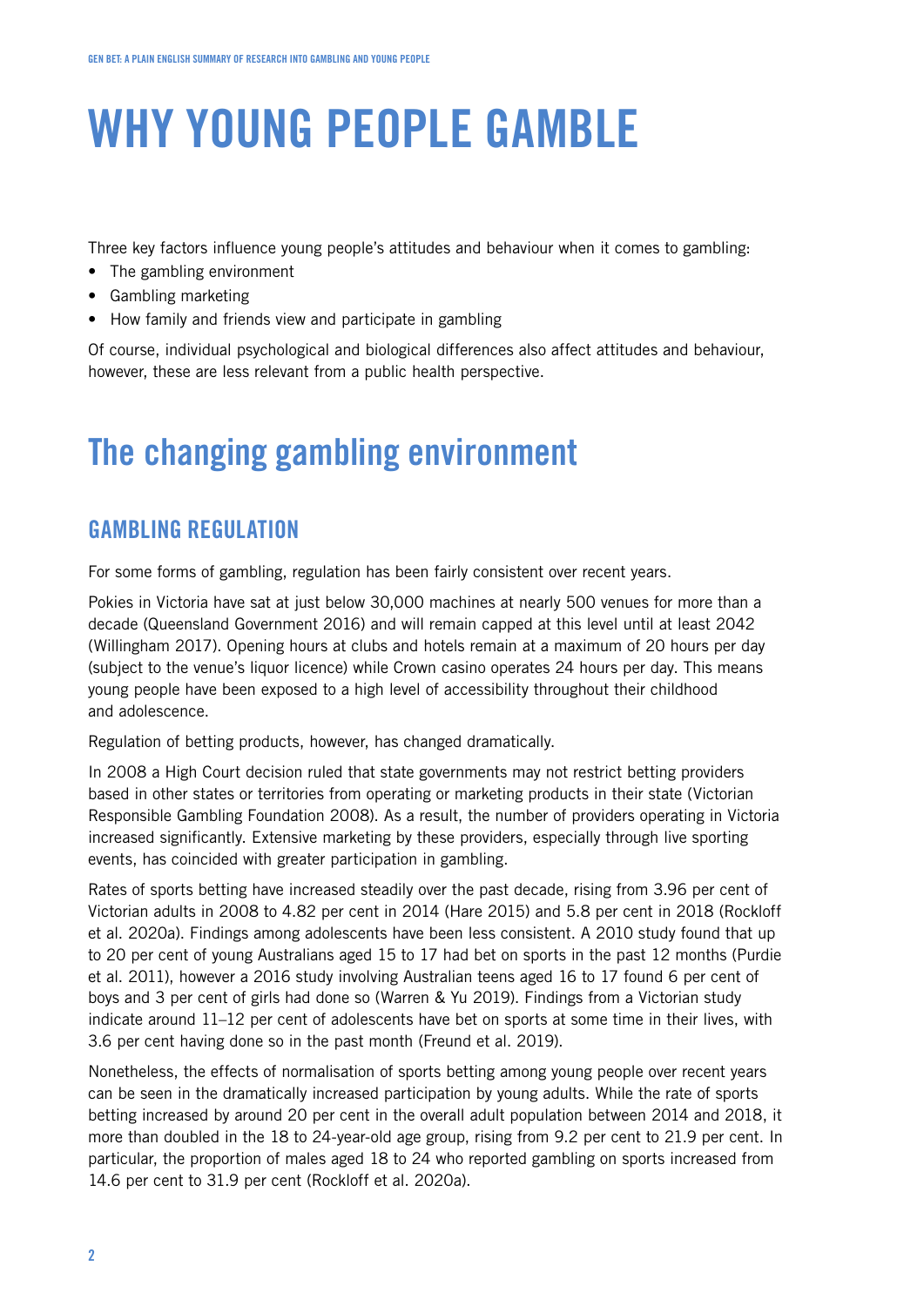# WHY YOUNG PEOPLE GAMBLE

Three key factors influence young people's attitudes and behaviour when it comes to gambling:

- The gambling environment
- Gambling marketing
- How family and friends view and participate in gambling

Of course, individual psychological and biological differences also affect attitudes and behaviour, however, these are less relevant from a public health perspective.

## The changing gambling environment

### GAMBLING REGULATION

For some forms of gambling, regulation has been fairly consistent over recent years.

Pokies in Victoria have sat at just below 30,000 machines at nearly 500 venues for more than a decade (Queensland Government 2016) and will remain capped at this level until at least 2042 (Willingham 2017). Opening hours at clubs and hotels remain at a maximum of 20 hours per day (subject to the venue's liquor licence) while Crown casino operates 24 hours per day. This means young people have been exposed to a high level of accessibility throughout their childhood and adolescence.

Regulation of betting products, however, has changed dramatically.

In 2008 a High Court decision ruled that state governments may not restrict betting providers based in other states or territories from operating or marketing products in their state (Victorian Responsible Gambling Foundation 2008). As a result, the number of providers operating in Victoria increased significantly. Extensive marketing by these providers, especially through live sporting events, has coincided with greater participation in gambling.

Rates of sports betting have increased steadily over the past decade, rising from 3.96 per cent of Victorian adults in 2008 to 4.82 per cent in 2014 (Hare 2015) and 5.8 per cent in 2018 (Rockloff et al. 2020a). Findings among adolescents have been less consistent. A 2010 study found that up to 20 per cent of young Australians aged 15 to 17 had bet on sports in the past 12 months (Purdie et al. 2011), however a 2016 study involving Australian teens aged 16 to 17 found 6 per cent of boys and 3 per cent of girls had done so (Warren & Yu 2019). Findings from a Victorian study indicate around 11–12 per cent of adolescents have bet on sports at some time in their lives, with 3.6 per cent having done so in the past month (Freund et al. 2019).

Nonetheless, the effects of normalisation of sports betting among young people over recent years can be seen in the dramatically increased participation by young adults. While the rate of sports betting increased by around 20 per cent in the overall adult population between 2014 and 2018, it more than doubled in the 18 to 24-year-old age group, rising from 9.2 per cent to 21.9 per cent. In particular, the proportion of males aged 18 to 24 who reported gambling on sports increased from 14.6 per cent to 31.9 per cent (Rockloff et al. 2020a).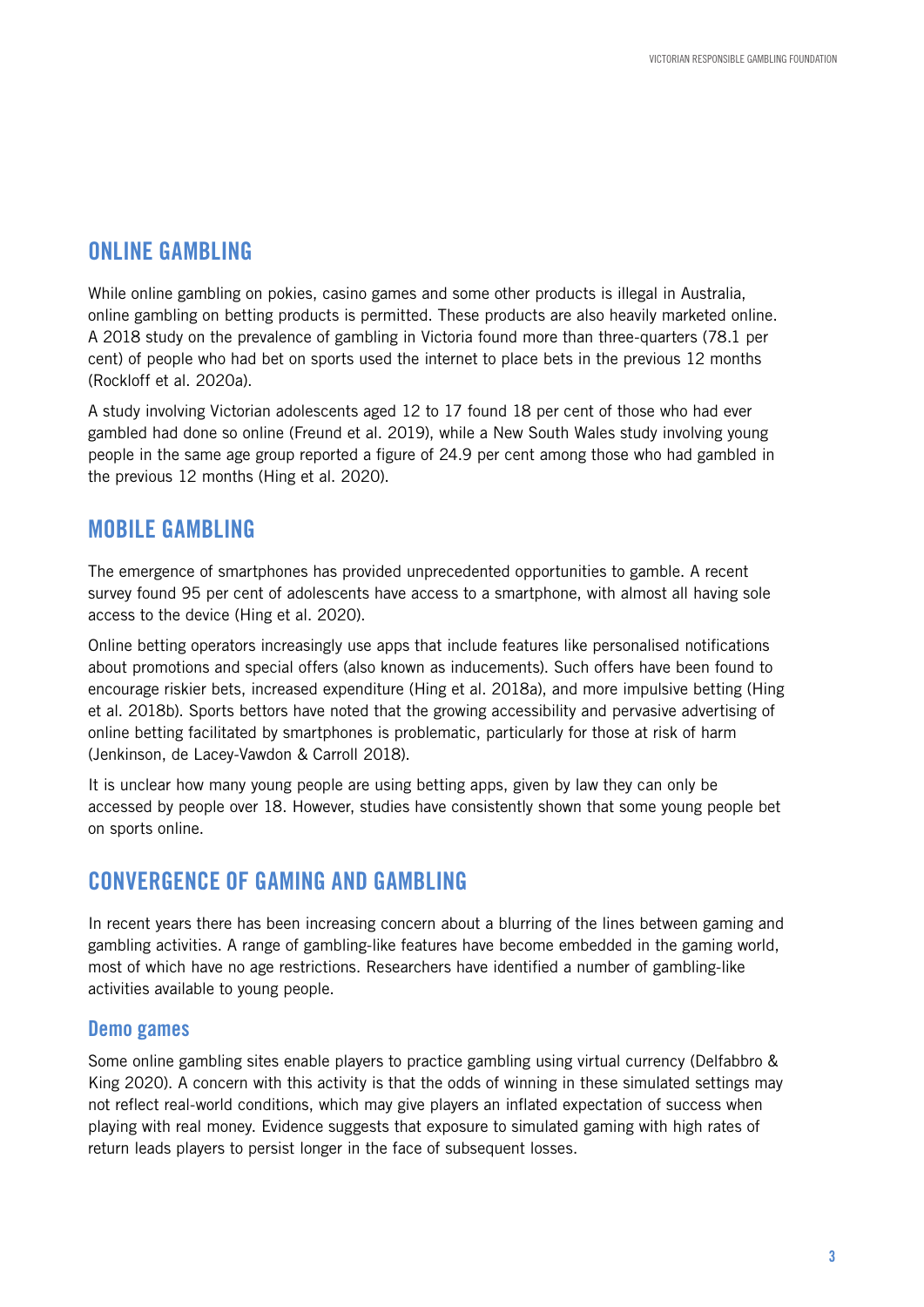## ONLINE GAMBLING

While online gambling on pokies, casino games and some other products is illegal in Australia, online gambling on betting products is permitted. These products are also heavily marketed online. A 2018 study on the prevalence of gambling in Victoria found more than three-quarters (78.1 per cent) of people who had bet on sports used the internet to place bets in the previous 12 months (Rockloff et al. 2020a).

A study involving Victorian adolescents aged 12 to 17 found 18 per cent of those who had ever gambled had done so online (Freund et al. 2019), while a New South Wales study involving young people in the same age group reported a figure of 24.9 per cent among those who had gambled in the previous 12 months (Hing et al. 2020).

## MOBILE GAMBLING

The emergence of smartphones has provided unprecedented opportunities to gamble. A recent survey found 95 per cent of adolescents have access to a smartphone, with almost all having sole access to the device (Hing et al. 2020).

Online betting operators increasingly use apps that include features like personalised notifications about promotions and special offers (also known as inducements). Such offers have been found to encourage riskier bets, increased expenditure (Hing et al. 2018a), and more impulsive betting (Hing et al. 2018b). Sports bettors have noted that the growing accessibility and pervasive advertising of online betting facilitated by smartphones is problematic, particularly for those at risk of harm (Jenkinson, de Lacey-Vawdon & Carroll 2018).

It is unclear how many young people are using betting apps, given by law they can only be accessed by people over 18. However, studies have consistently shown that some young people bet on sports online.

## CONVERGENCE OF GAMING AND GAMBLING

In recent years there has been increasing concern about a blurring of the lines between gaming and gambling activities. A range of gambling-like features have become embedded in the gaming world, most of which have no age restrictions. Researchers have identified a number of gambling-like activities available to young people.

### Demo games

Some online gambling sites enable players to practice gambling using virtual currency (Delfabbro & King 2020). A concern with this activity is that the odds of winning in these simulated settings may not reflect real-world conditions, which may give players an inflated expectation of success when playing with real money. Evidence suggests that exposure to simulated gaming with high rates of return leads players to persist longer in the face of subsequent losses.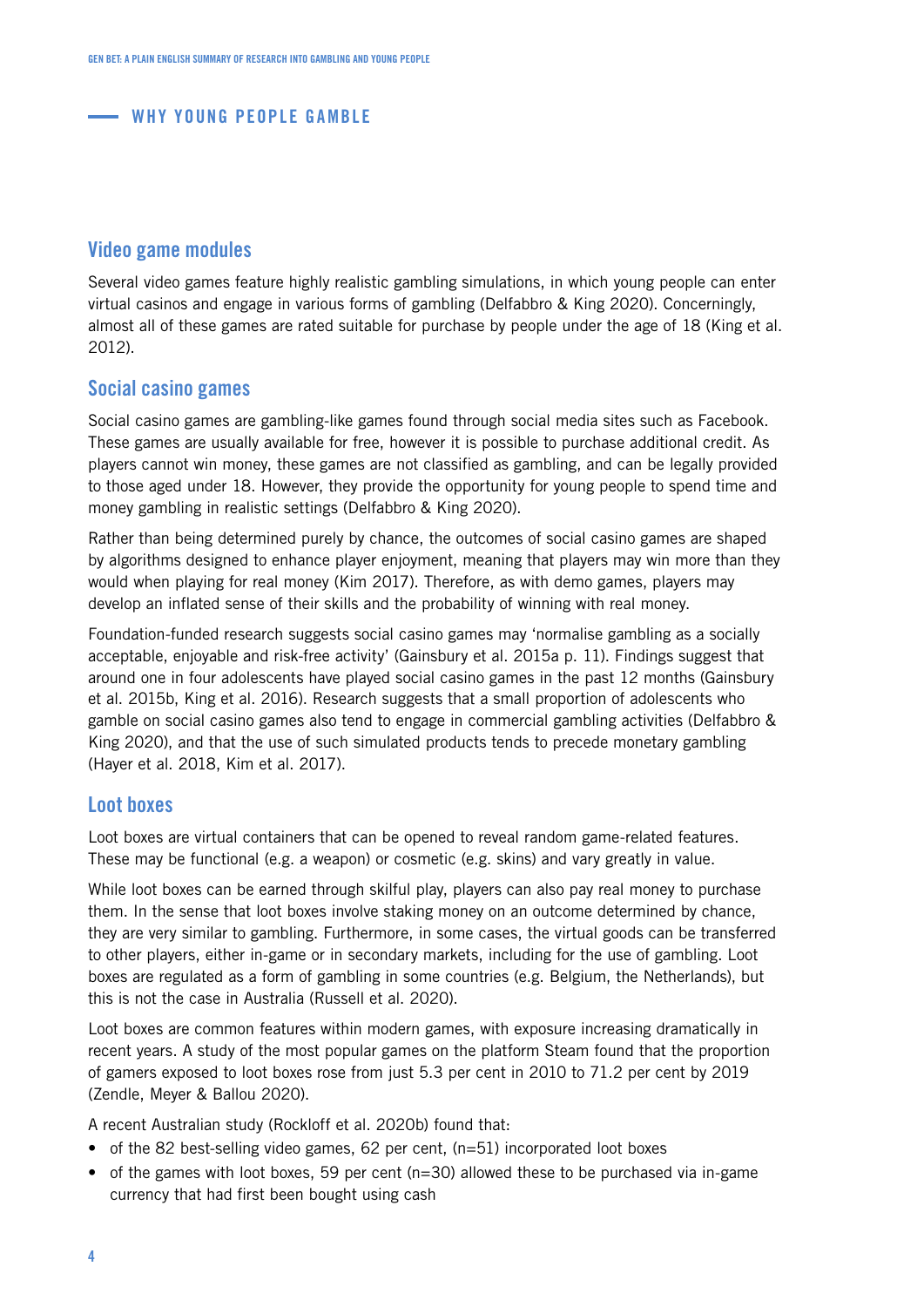## WHY YOUNG PEOPLE GAMBLE

### Video game modules

Several video games feature highly realistic gambling simulations, in which young people can enter virtual casinos and engage in various forms of gambling (Delfabbro & King 2020). Concerningly, almost all of these games are rated suitable for purchase by people under the age of 18 (King et al. 2012).

### Social casino games

Social casino games are gambling-like games found through social media sites such as Facebook. These games are usually available for free, however it is possible to purchase additional credit. As players cannot win money, these games are not classified as gambling, and can be legally provided to those aged under 18. However, they provide the opportunity for young people to spend time and money gambling in realistic settings (Delfabbro & King 2020).

Rather than being determined purely by chance, the outcomes of social casino games are shaped by algorithms designed to enhance player enjoyment, meaning that players may win more than they would when playing for real money (Kim 2017). Therefore, as with demo games, players may develop an inflated sense of their skills and the probability of winning with real money.

Foundation-funded research suggests social casino games may 'normalise gambling as a socially acceptable, enjoyable and risk-free activity' (Gainsbury et al. 2015a p. 11). Findings suggest that around one in four adolescents have played social casino games in the past 12 months (Gainsbury et al. 2015b, King et al. 2016). Research suggests that a small proportion of adolescents who gamble on social casino games also tend to engage in commercial gambling activities (Delfabbro & King 2020), and that the use of such simulated products tends to precede monetary gambling (Hayer et al. 2018, Kim et al. 2017).

### Loot boxes

Loot boxes are virtual containers that can be opened to reveal random game-related features. These may be functional (e.g. a weapon) or cosmetic (e.g. skins) and vary greatly in value.

While loot boxes can be earned through skilful play, players can also pay real money to purchase them. In the sense that loot boxes involve staking money on an outcome determined by chance, they are very similar to gambling. Furthermore, in some cases, the virtual goods can be transferred to other players, either in-game or in secondary markets, including for the use of gambling. Loot boxes are regulated as a form of gambling in some countries (e.g. Belgium, the Netherlands), but this is not the case in Australia (Russell et al. 2020).

Loot boxes are common features within modern games, with exposure increasing dramatically in recent years. A study of the most popular games on the platform Steam found that the proportion of gamers exposed to loot boxes rose from just 5.3 per cent in 2010 to 71.2 per cent by 2019 (Zendle, Meyer & Ballou 2020).

A recent Australian study (Rockloff et al. 2020b) found that:

- of the 82 best-selling video games, 62 per cent, (n=51) incorporated loot boxes
- of the games with loot boxes, 59 per cent (n=30) allowed these to be purchased via in-game currency that had first been bought using cash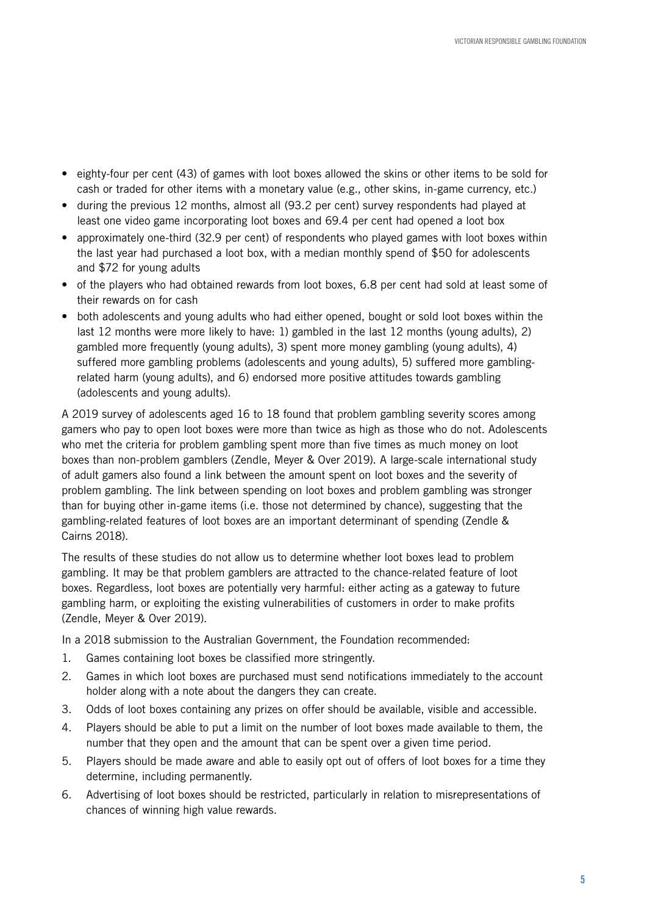- eighty-four per cent (43) of games with loot boxes allowed the skins or other items to be sold for cash or traded for other items with a monetary value (e.g., other skins, in-game currency, etc.)
- during the previous 12 months, almost all (93.2 per cent) survey respondents had played at least one video game incorporating loot boxes and 69.4 per cent had opened a loot box
- approximately one-third (32.9 per cent) of respondents who played games with loot boxes within the last year had purchased a loot box, with a median monthly spend of $50 for adolescents and $72 for young adults
- of the players who had obtained rewards from loot boxes, 6.8 per cent had sold at least some of their rewards on for cash
- both adolescents and young adults who had either opened, bought or sold loot boxes within the last 12 months were more likely to have: 1) gambled in the last 12 months (young adults), 2) gambled more frequently (young adults), 3) spent more money gambling (young adults), 4) suffered more gambling problems (adolescents and young adults), 5) suffered more gambling-related harm (young adults), and 6) endorsed more positive attitudes towards gambling (adolescents and young adults).

A 2019 survey of adolescents aged 16 to 18 found that problem gambling severity scores among gamers who pay to open loot boxes were more than twice as high as those who do not. Adolescents who met the criteria for problem gambling spent more than five times as much money on loot boxes than non-problem gamblers (Zendle, Meyer & Over 2019). A large-scale international study of adult gamers also found a link between the amount spent on loot boxes and the severity of problem gambling. The link between spending on loot boxes and problem gambling was stronger than for buying other in-game items (i.e. those not determined by chance), suggesting that the gambling-related features of loot boxes are an important determinant of spending (Zendle & Cairns 2018).

The results of these studies do not allow us to determine whether loot boxes lead to problem gambling. It may be that problem gamblers are attracted to the chance-related feature of loot boxes. Regardless, loot boxes are potentially very harmful: either acting as a gateway to future gambling harm, or exploiting the existing vulnerabilities of customers in order to make profits (Zendle, Meyer & Over 2019).

In a 2018 submission to the Australian Government, the Foundation recommended:

1. Games containing loot boxes be classified more stringently.
2. Games in which loot boxes are purchased must send notifications immediately to the account holder along with a note about the dangers they can create.
3. Odds of loot boxes containing any prizes on offer should be available, visible and accessible.
4. Players should be able to put a limit on the number of loot boxes made available to them, the number that they open and the amount that can be spent over a given time period.
5. Players should be made aware and able to easily opt out of offers of loot boxes for a time they determine, including permanently.
6. Advertising of loot boxes should be restricted, particularly in relation to misrepresentations of chances of winning high value rewards.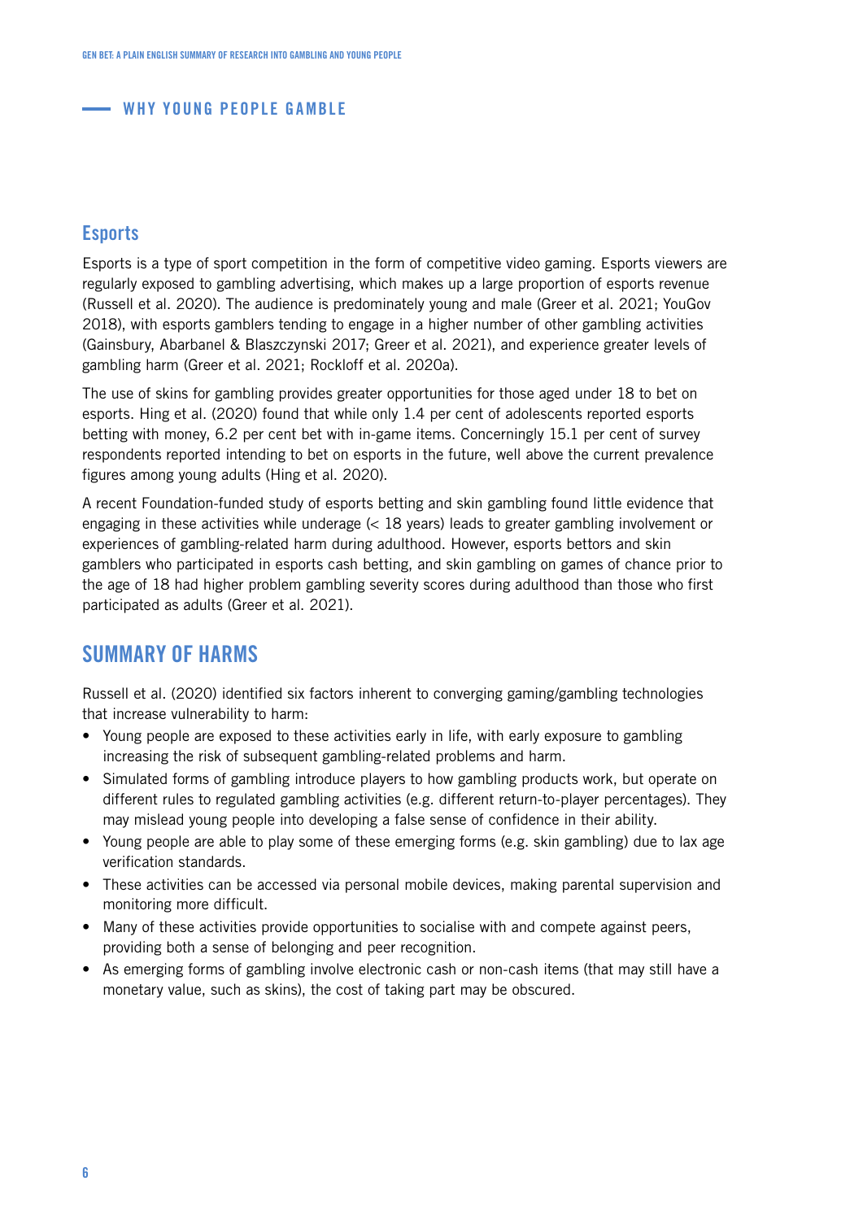## Esports

Esports is a type of sport competition in the form of competitive video gaming. Esports viewers are regularly exposed to gambling advertising, which makes up a large proportion of esports revenue (Russell et al. 2020). The audience is predominately young and male (Greer et al. 2021; YouGov 2018), with esports gamblers tending to engage in a higher number of other gambling activities (Gainsbury, Abarbanel & Blaszczynski 2017; Greer et al. 2021), and experience greater levels of gambling harm (Greer et al. 2021; Rockloff et al. 2020a).

The use of skins for gambling provides greater opportunities for those aged under 18 to bet on esports. Hing et al. (2020) found that while only 1.4 per cent of adolescents reported esports betting with money, 6.2 per cent bet with in-game items. Concerningly 15.1 per cent of survey respondents reported intending to bet on esports in the future, well above the current prevalence figures among young adults (Hing et al. 2020).

A recent Foundation-funded study of esports betting and skin gambling found little evidence that engaging in these activities while underage (< 18 years) leads to greater gambling involvement or experiences of gambling-related harm during adulthood. However, esports bettors and skin gamblers who participated in esports cash betting, and skin gambling on games of chance prior to the age of 18 had higher problem gambling severity scores during adulthood than those who first participated as adults (Greer et al. 2021).

# SUMMARY OF HARMS

Russell et al. (2020) identified six factors inherent to converging gaming/gambling technologies that increase vulnerability to harm:

- Young people are exposed to these activities early in life, with early exposure to gambling increasing the risk of subsequent gambling-related problems and harm.
- Simulated forms of gambling introduce players to how gambling products work, but operate on different rules to regulated gambling activities (e.g. different return-to-player percentages). They may mislead young people into developing a false sense of confidence in their ability.
- Young people are able to play some of these emerging forms (e.g. skin gambling) due to lax age verification standards.
- These activities can be accessed via personal mobile devices, making parental supervision and monitoring more difficult.
- Many of these activities provide opportunities to socialise with and compete against peers, providing both a sense of belonging and peer recognition.
- As emerging forms of gambling involve electronic cash or non-cash items (that may still have a monetary value, such as skins), the cost of taking part may be obscured.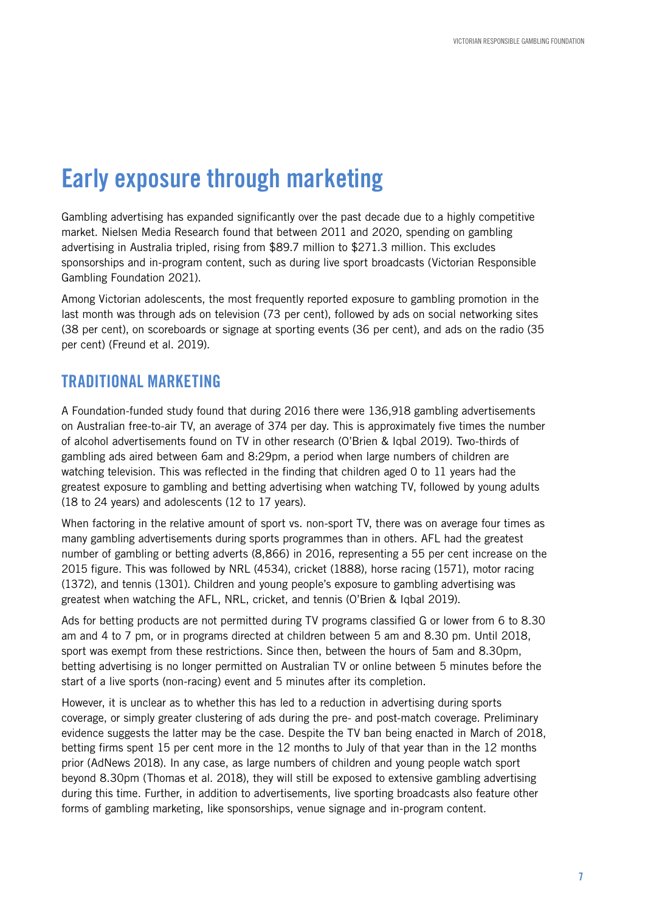# Early exposure through marketing

Gambling advertising has expanded significantly over the past decade due to a highly competitive market. Nielsen Media Research found that between 2011 and 2020, spending on gambling advertising in Australia tripled, rising from $89.7 million to $271.3 million. This excludes sponsorships and in-program content, such as during live sport broadcasts (Victorian Responsible Gambling Foundation 2021).

Among Victorian adolescents, the most frequently reported exposure to gambling promotion in the last month was through ads on television (73 per cent), followed by ads on social networking sites (38 per cent), on scoreboards or signage at sporting events (36 per cent), and ads on the radio (35 per cent) (Freund et al. 2019).

## TRADITIONAL MARKETING

A Foundation-funded study found that during 2016 there were 136,918 gambling advertisements on Australian free-to-air TV, an average of 374 per day. This is approximately five times the number of alcohol advertisements found on TV in other research (O'Brien & Iqbal 2019). Two-thirds of gambling ads aired between 6am and 8:29pm, a period when large numbers of children are watching television. This was reflected in the finding that children aged 0 to 11 years had the greatest exposure to gambling and betting advertising when watching TV, followed by young adults (18 to 24 years) and adolescents (12 to 17 years).

When factoring in the relative amount of sport vs. non-sport TV, there was on average four times as many gambling advertisements during sports programmes than in others. AFL had the greatest number of gambling or betting adverts (8,866) in 2016, representing a 55 per cent increase on the 2015 figure. This was followed by NRL (4534), cricket (1888), horse racing (1571), motor racing (1372), and tennis (1301). Children and young people's exposure to gambling advertising was greatest when watching the AFL, NRL, cricket, and tennis (O'Brien & Iqbal 2019).

Ads for betting products are not permitted during TV programs classified G or lower from 6 to 8.30 am and 4 to 7 pm, or in programs directed at children between 5 am and 8.30 pm. Until 2018, sport was exempt from these restrictions. Since then, between the hours of 5am and 8.30pm, betting advertising is no longer permitted on Australian TV or online between 5 minutes before the start of a live sports (non-racing) event and 5 minutes after its completion.

However, it is unclear as to whether this has led to a reduction in advertising during sports coverage, or simply greater clustering of ads during the pre- and post-match coverage. Preliminary evidence suggests the latter may be the case. Despite the TV ban being enacted in March of 2018, betting firms spent 15 per cent more in the 12 months to July of that year than in the 12 months prior (AdNews 2018). In any case, as large numbers of children and young people watch sport beyond 8.30pm (Thomas et al. 2018), they will still be exposed to extensive gambling advertising during this time. Further, in addition to advertisements, live sporting broadcasts also feature other forms of gambling marketing, like sponsorships, venue signage and in-program content.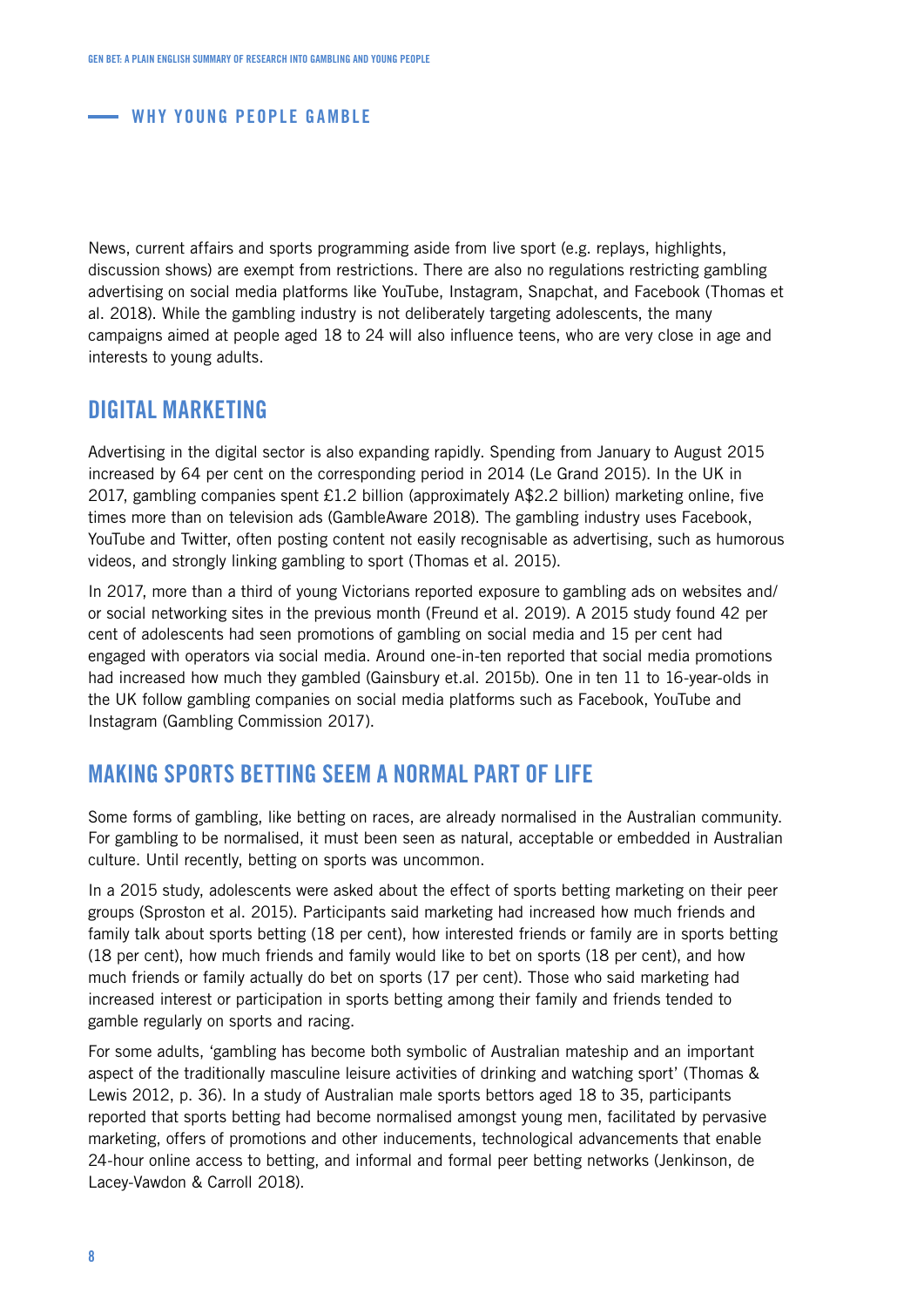## WHY YOUNG PEOPLE GAMBLE

News, current affairs and sports programming aside from live sport (e.g. replays, highlights, discussion shows) are exempt from restrictions. There are also no regulations restricting gambling advertising on social media platforms like YouTube, Instagram, Snapchat, and Facebook (Thomas et al. 2018). While the gambling industry is not deliberately targeting adolescents, the many campaigns aimed at people aged 18 to 24 will also influence teens, who are very close in age and interests to young adults.

### DIGITAL MARKETING

Advertising in the digital sector is also expanding rapidly. Spending from January to August 2015 increased by 64 per cent on the corresponding period in 2014 (Le Grand 2015). In the UK in 2017, gambling companies spent £1.2 billion (approximately A$2.2 billion) marketing online, five times more than on television ads (GambleAware 2018). The gambling industry uses Facebook, YouTube and Twitter, often posting content not easily recognisable as advertising, such as humorous videos, and strongly linking gambling to sport (Thomas et al. 2015).

In 2017, more than a third of young Victorians reported exposure to gambling ads on websites and/or social networking sites in the previous month (Freund et al. 2019). A 2015 study found 42 per cent of adolescents had seen promotions of gambling on social media and 15 per cent had engaged with operators via social media. Around one-in-ten reported that social media promotions had increased how much they gambled (Gainsbury et.al. 2015b). One in ten 11 to 16-year-olds in the UK follow gambling companies on social media platforms such as Facebook, YouTube and Instagram (Gambling Commission 2017).

### MAKING SPORTS BETTING SEEM A NORMAL PART OF LIFE

Some forms of gambling, like betting on races, are already normalised in the Australian community. For gambling to be normalised, it must been seen as natural, acceptable or embedded in Australian culture. Until recently, betting on sports was uncommon.

In a 2015 study, adolescents were asked about the effect of sports betting marketing on their peer groups (Sproston et al. 2015). Participants said marketing had increased how much friends and family talk about sports betting (18 per cent), how interested friends or family are in sports betting (18 per cent), how much friends and family would like to bet on sports (18 per cent), and how much friends or family actually do bet on sports (17 per cent). Those who said marketing had increased interest or participation in sports betting among their family and friends tended to gamble regularly on sports and racing.

For some adults, 'gambling has become both symbolic of Australian mateship and an important aspect of the traditionally masculine leisure activities of drinking and watching sport' (Thomas & Lewis 2012, p. 36). In a study of Australian male sports bettors aged 18 to 35, participants reported that sports betting had become normalised amongst young men, facilitated by pervasive marketing, offers of promotions and other inducements, technological advancements that enable 24-hour online access to betting, and informal and formal peer betting networks (Jenkinson, de Lacey-Vawdon & Carroll 2018).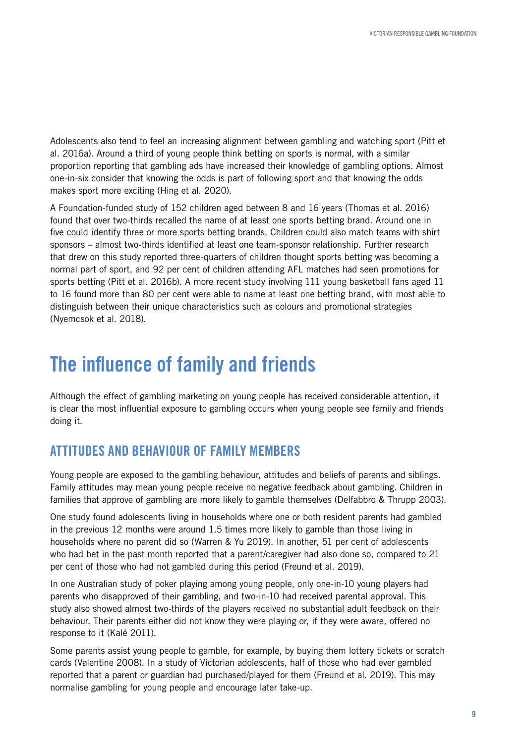Adolescents also tend to feel an increasing alignment between gambling and watching sport (Pitt et al. 2016a). Around a third of young people think betting on sports is normal, with a similar proportion reporting that gambling ads have increased their knowledge of gambling options. Almost one-in-six consider that knowing the odds is part of following sport and that knowing the odds makes sport more exciting (Hing et al. 2020).

A Foundation-funded study of 152 children aged between 8 and 16 years (Thomas et al. 2016) found that over two-thirds recalled the name of at least one sports betting brand. Around one in five could identify three or more sports betting brands. Children could also match teams with shirt sponsors – almost two-thirds identified at least one team-sponsor relationship. Further research that drew on this study reported three-quarters of children thought sports betting was becoming a normal part of sport, and 92 per cent of children attending AFL matches had seen promotions for sports betting (Pitt et al. 2016b). A more recent study involving 111 young basketball fans aged 11 to 16 found more than 80 per cent were able to name at least one betting brand, with most able to distinguish between their unique characteristics such as colours and promotional strategies (Nyemcsok et al. 2018).

# The influence of family and friends

Although the effect of gambling marketing on young people has received considerable attention, it is clear the most influential exposure to gambling occurs when young people see family and friends doing it.

## ATTITUDES AND BEHAVIOUR OF FAMILY MEMBERS

Young people are exposed to the gambling behaviour, attitudes and beliefs of parents and siblings. Family attitudes may mean young people receive no negative feedback about gambling. Children in families that approve of gambling are more likely to gamble themselves (Delfabbro & Thrupp 2003).

One study found adolescents living in households where one or both resident parents had gambled in the previous 12 months were around 1.5 times more likely to gamble than those living in households where no parent did so (Warren & Yu 2019). In another, 51 per cent of adolescents who had bet in the past month reported that a parent/caregiver had also done so, compared to 21 per cent of those who had not gambled during this period (Freund et al. 2019).

In one Australian study of poker playing among young people, only one-in-10 young players had parents who disapproved of their gambling, and two-in-10 had received parental approval. This study also showed almost two-thirds of the players received no substantial adult feedback on their behaviour. Their parents either did not know they were playing or, if they were aware, offered no response to it (Kalé 2011).

Some parents assist young people to gamble, for example, by buying them lottery tickets or scratch cards (Valentine 2008). In a study of Victorian adolescents, half of those who had ever gambled reported that a parent or guardian had purchased/played for them (Freund et al. 2019). This may normalise gambling for young people and encourage later take-up.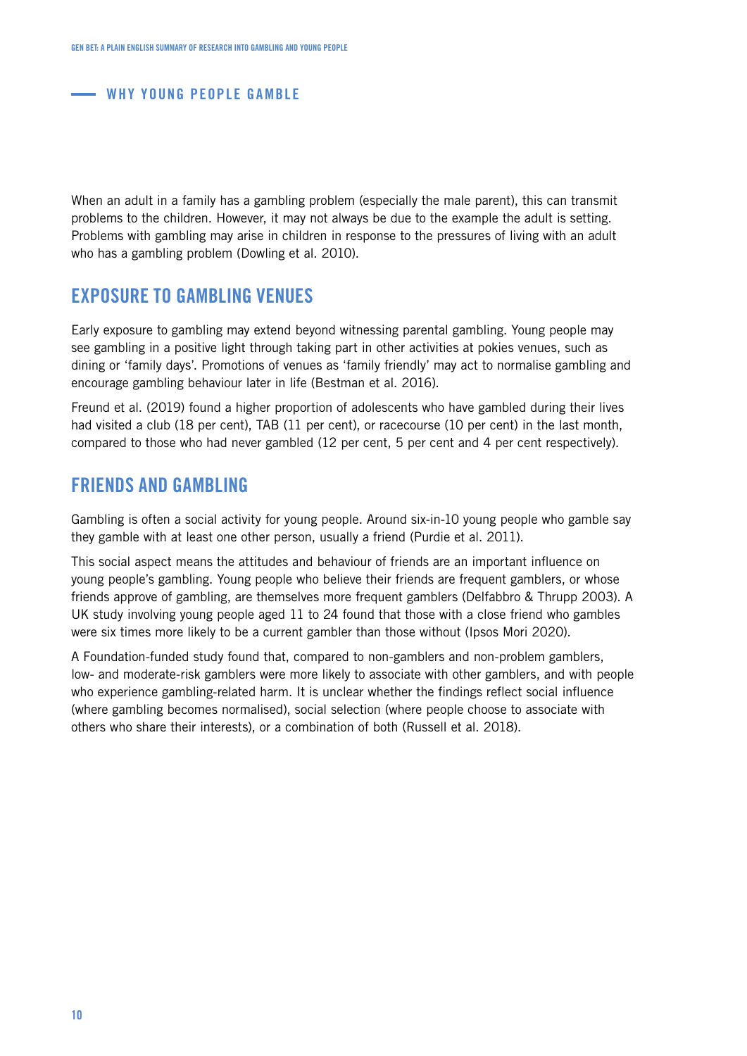When an adult in a family has a gambling problem (especially the male parent), this can transmit problems to the children. However, it may not always be due to the example the adult is setting. Problems with gambling may arise in children in response to the pressures of living with an adult who has a gambling problem (Dowling et al. 2010).

## EXPOSURE TO GAMBLING VENUES

Early exposure to gambling may extend beyond witnessing parental gambling. Young people may see gambling in a positive light through taking part in other activities at pokies venues, such as dining or 'family days'. Promotions of venues as 'family friendly' may act to normalise gambling and encourage gambling behaviour later in life (Bestman et al. 2016).

Freund et al. (2019) found a higher proportion of adolescents who have gambled during their lives had visited a club (18 per cent), TAB (11 per cent), or racecourse (10 per cent) in the last month, compared to those who had never gambled (12 per cent, 5 per cent and 4 per cent respectively).

## FRIENDS AND GAMBLING

Gambling is often a social activity for young people. Around six-in-10 young people who gamble say they gamble with at least one other person, usually a friend (Purdie et al. 2011).

This social aspect means the attitudes and behaviour of friends are an important influence on young people's gambling. Young people who believe their friends are frequent gamblers, or whose friends approve of gambling, are themselves more frequent gamblers (Delfabbro & Thrupp 2003). A UK study involving young people aged 11 to 24 found that those with a close friend who gambles were six times more likely to be a current gambler than those without (Ipsos Mori 2020).

A Foundation-funded study found that, compared to non-gamblers and non-problem gamblers, low- and moderate-risk gamblers were more likely to associate with other gamblers, and with people who experience gambling-related harm. It is unclear whether the findings reflect social influence (where gambling becomes normalised), social selection (where people choose to associate with others who share their interests), or a combination of both (Russell et al. 2018).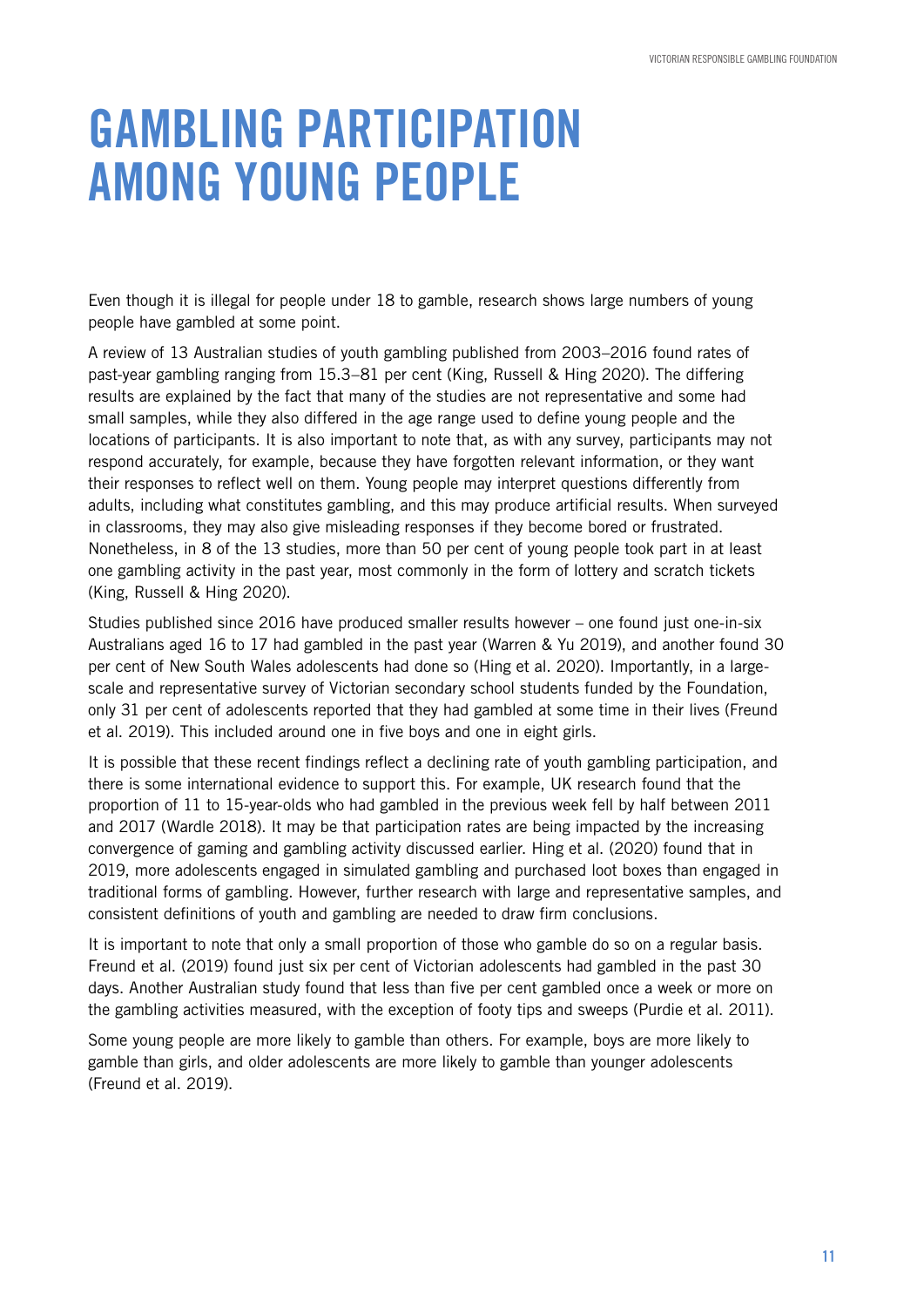# GAMBLING PARTICIPATION AMONG YOUNG PEOPLE

Even though it is illegal for people under 18 to gamble, research shows large numbers of young people have gambled at some point.

A review of 13 Australian studies of youth gambling published from 2003–2016 found rates of past-year gambling ranging from 15.3–81 per cent (King, Russell & Hing 2020). The differing results are explained by the fact that many of the studies are not representative and some had small samples, while they also differed in the age range used to define young people and the locations of participants. It is also important to note that, as with any survey, participants may not respond accurately, for example, because they have forgotten relevant information, or they want their responses to reflect well on them. Young people may interpret questions differently from adults, including what constitutes gambling, and this may produce artificial results. When surveyed in classrooms, they may also give misleading responses if they become bored or frustrated. Nonetheless, in 8 of the 13 studies, more than 50 per cent of young people took part in at least one gambling activity in the past year, most commonly in the form of lottery and scratch tickets (King, Russell & Hing 2020).

Studies published since 2016 have produced smaller results however – one found just one-in-six Australians aged 16 to 17 had gambled in the past year (Warren & Yu 2019), and another found 30 per cent of New South Wales adolescents had done so (Hing et al. 2020). Importantly, in a large-scale and representative survey of Victorian secondary school students funded by the Foundation, only 31 per cent of adolescents reported that they had gambled at some time in their lives (Freund et al. 2019). This included around one in five boys and one in eight girls.

It is possible that these recent findings reflect a declining rate of youth gambling participation, and there is some international evidence to support this. For example, UK research found that the proportion of 11 to 15-year-olds who had gambled in the previous week fell by half between 2011 and 2017 (Wardle 2018). It may be that participation rates are being impacted by the increasing convergence of gaming and gambling activity discussed earlier. Hing et al. (2020) found that in 2019, more adolescents engaged in simulated gambling and purchased loot boxes than engaged in traditional forms of gambling. However, further research with large and representative samples, and consistent definitions of youth and gambling are needed to draw firm conclusions.

It is important to note that only a small proportion of those who gamble do so on a regular basis. Freund et al. (2019) found just six per cent of Victorian adolescents had gambled in the past 30 days. Another Australian study found that less than five per cent gambled once a week or more on the gambling activities measured, with the exception of footy tips and sweeps (Purdie et al. 2011).

Some young people are more likely to gamble than others. For example, boys are more likely to gamble than girls, and older adolescents are more likely to gamble than younger adolescents (Freund et al. 2019).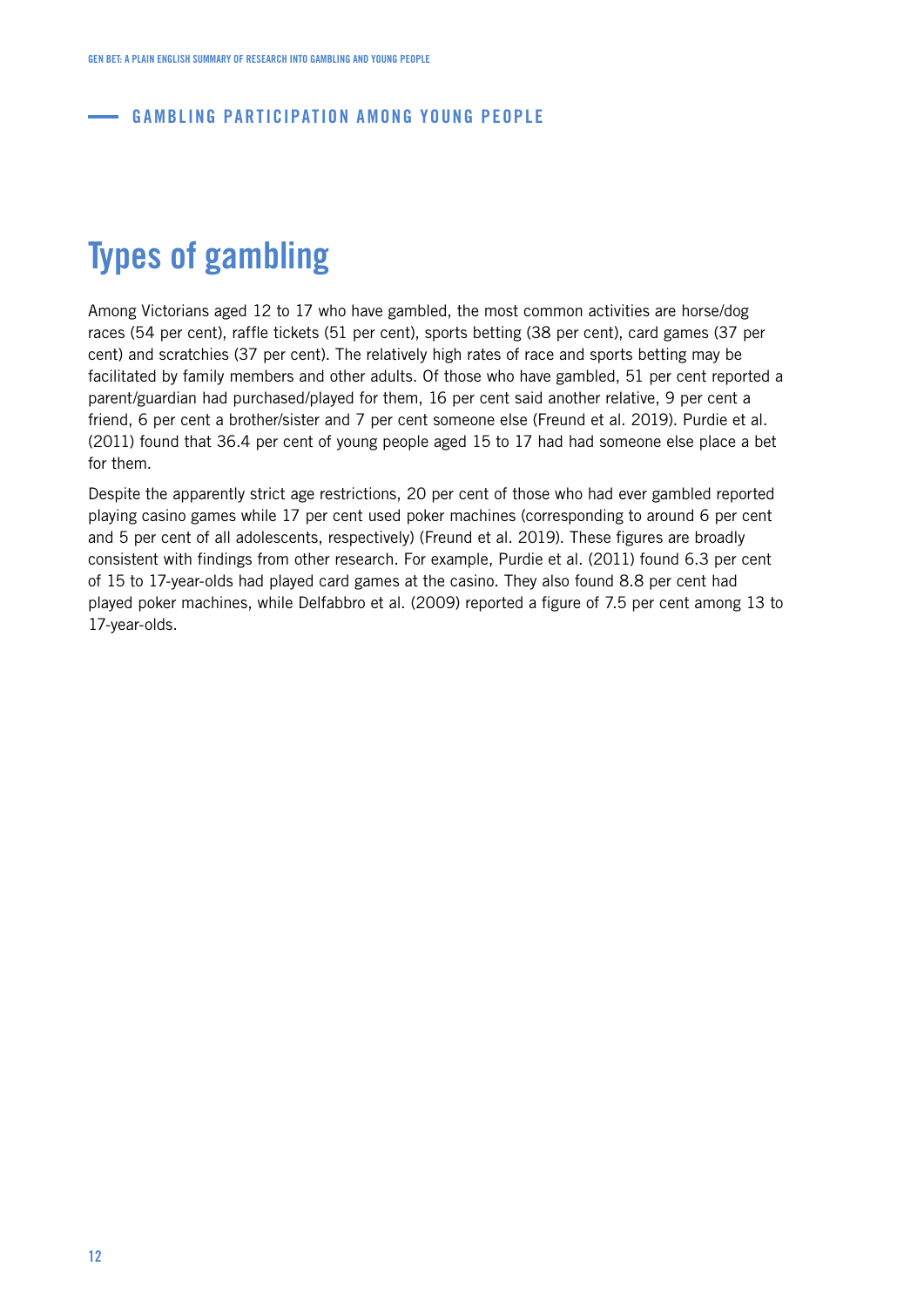## GAMBLING PARTICIPATION AMONG YOUNG PEOPLE

# Types of gambling

Among Victorians aged 12 to 17 who have gambled, the most common activities are horse/dog races (54 per cent), raffle tickets (51 per cent), sports betting (38 per cent), card games (37 per cent) and scratchies (37 per cent). The relatively high rates of race and sports betting may be facilitated by family members and other adults. Of those who have gambled, 51 per cent reported a parent/guardian had purchased/played for them, 16 per cent said another relative, 9 per cent a friend, 6 per cent a brother/sister and 7 per cent someone else (Freund et al. 2019). Purdie et al. (2011) found that 36.4 per cent of young people aged 15 to 17 had had someone else place a bet for them.

Despite the apparently strict age restrictions, 20 per cent of those who had ever gambled reported playing casino games while 17 per cent used poker machines (corresponding to around 6 per cent and 5 per cent of all adolescents, respectively) (Freund et al. 2019). These figures are broadly consistent with findings from other research. For example, Purdie et al. (2011) found 6.3 per cent of 15 to 17-year-olds had played card games at the casino. They also found 8.8 per cent had played poker machines, while Delfabbro et al. (2009) reported a figure of 7.5 per cent among 13 to 17-year-olds.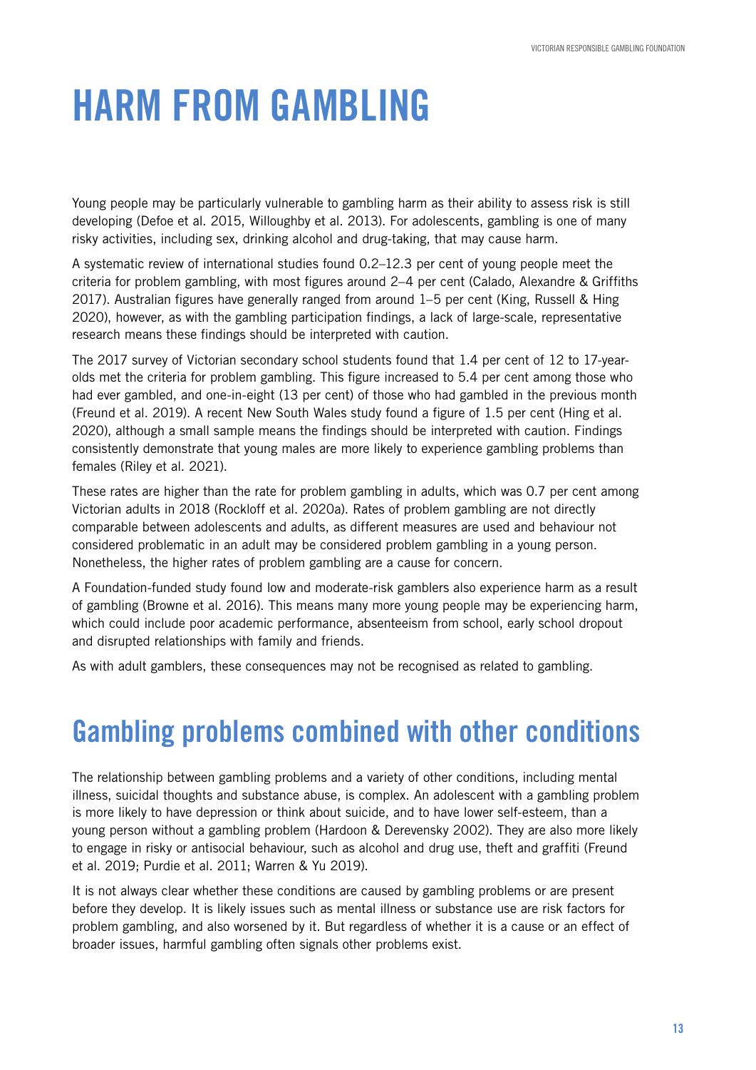# HARM FROM GAMBLING

Young people may be particularly vulnerable to gambling harm as their ability to assess risk is still developing (Defoe et al. 2015, Willoughby et al. 2013). For adolescents, gambling is one of many risky activities, including sex, drinking alcohol and drug-taking, that may cause harm.

A systematic review of international studies found 0.2–12.3 per cent of young people meet the criteria for problem gambling, with most figures around 2–4 per cent (Calado, Alexandre & Griffiths 2017). Australian figures have generally ranged from around 1–5 per cent (King, Russell & Hing 2020), however, as with the gambling participation findings, a lack of large-scale, representative research means these findings should be interpreted with caution.

The 2017 survey of Victorian secondary school students found that 1.4 per cent of 12 to 17-year-olds met the criteria for problem gambling. This figure increased to 5.4 per cent among those who had ever gambled, and one-in-eight (13 per cent) of those who had gambled in the previous month (Freund et al. 2019). A recent New South Wales study found a figure of 1.5 per cent (Hing et al. 2020), although a small sample means the findings should be interpreted with caution. Findings consistently demonstrate that young males are more likely to experience gambling problems than females (Riley et al. 2021).

These rates are higher than the rate for problem gambling in adults, which was 0.7 per cent among Victorian adults in 2018 (Rockloff et al. 2020a). Rates of problem gambling are not directly comparable between adolescents and adults, as different measures are used and behaviour not considered problematic in an adult may be considered problem gambling in a young person. Nonetheless, the higher rates of problem gambling are a cause for concern.

A Foundation-funded study found low and moderate-risk gamblers also experience harm as a result of gambling (Browne et al. 2016). This means many more young people may be experiencing harm, which could include poor academic performance, absenteeism from school, early school dropout and disrupted relationships with family and friends.

As with adult gamblers, these consequences may not be recognised as related to gambling.

## Gambling problems combined with other conditions

The relationship between gambling problems and a variety of other conditions, including mental illness, suicidal thoughts and substance abuse, is complex. An adolescent with a gambling problem is more likely to have depression or think about suicide, and to have lower self-esteem, than a young person without a gambling problem (Hardoon & Derevensky 2002). They are also more likely to engage in risky or antisocial behaviour, such as alcohol and drug use, theft and graffiti (Freund et al. 2019; Purdie et al. 2011; Warren & Yu 2019).

It is not always clear whether these conditions are caused by gambling problems or are present before they develop. It is likely issues such as mental illness or substance use are risk factors for problem gambling, and also worsened by it. But regardless of whether it is a cause or an effect of broader issues, harmful gambling often signals other problems exist.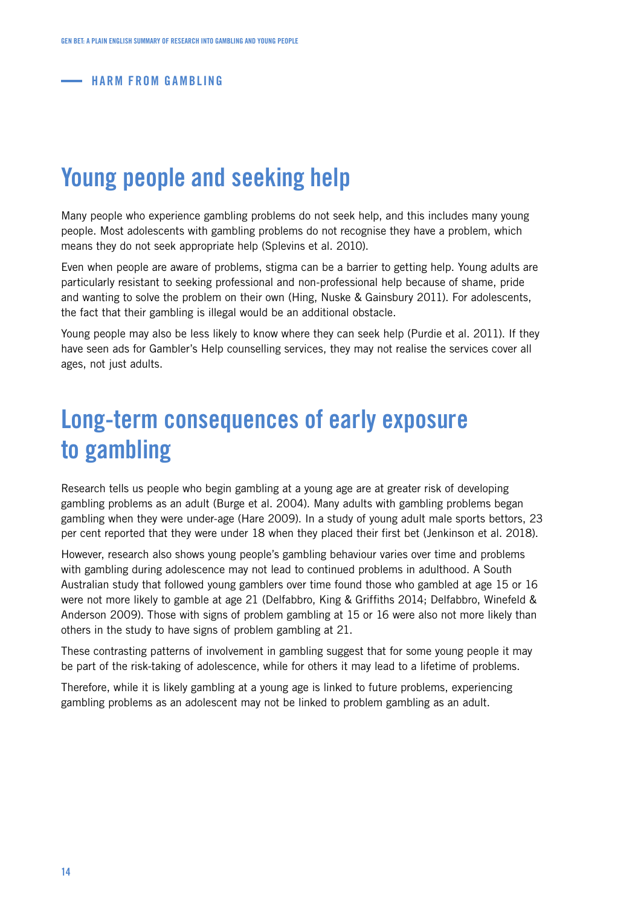## HARM FROM GAMBLING

# Young people and seeking help

Many people who experience gambling problems do not seek help, and this includes many young people. Most adolescents with gambling problems do not recognise they have a problem, which means they do not seek appropriate help (Splevins et al. 2010).

Even when people are aware of problems, stigma can be a barrier to getting help. Young adults are particularly resistant to seeking professional and non-professional help because of shame, pride and wanting to solve the problem on their own (Hing, Nuske & Gainsbury 2011). For adolescents, the fact that their gambling is illegal would be an additional obstacle.

Young people may also be less likely to know where they can seek help (Purdie et al. 2011). If they have seen ads for Gambler's Help counselling services, they may not realise the services cover all ages, not just adults.

# Long-term consequences of early exposure to gambling

Research tells us people who begin gambling at a young age are at greater risk of developing gambling problems as an adult (Burge et al. 2004). Many adults with gambling problems began gambling when they were under-age (Hare 2009). In a study of young adult male sports bettors, 23 per cent reported that they were under 18 when they placed their first bet (Jenkinson et al. 2018).

However, research also shows young people's gambling behaviour varies over time and problems with gambling during adolescence may not lead to continued problems in adulthood. A South Australian study that followed young gamblers over time found those who gambled at age 15 or 16 were not more likely to gamble at age 21 (Delfabbro, King & Griffiths 2014; Delfabbro, Winefeld & Anderson 2009). Those with signs of problem gambling at 15 or 16 were also not more likely than others in the study to have signs of problem gambling at 21.

These contrasting patterns of involvement in gambling suggest that for some young people it may be part of the risk-taking of adolescence, while for others it may lead to a lifetime of problems.

Therefore, while it is likely gambling at a young age is linked to future problems, experiencing gambling problems as an adolescent may not be linked to problem gambling as an adult.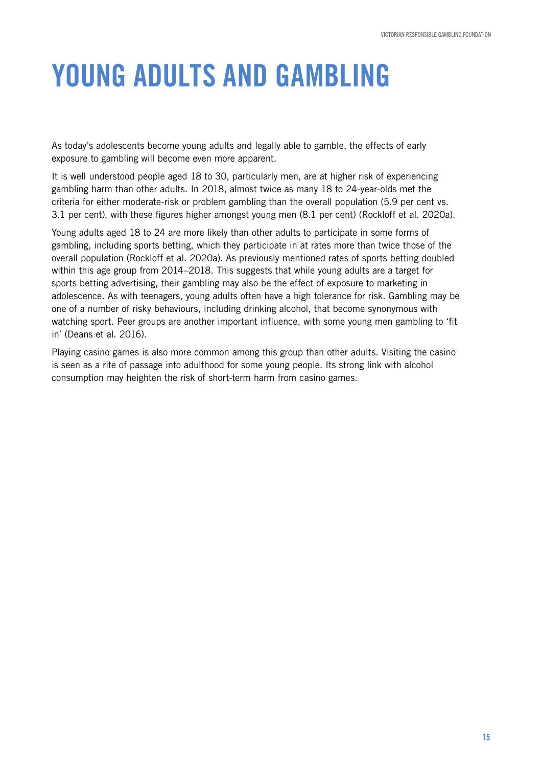# YOUNG ADULTS AND GAMBLING

As today's adolescents become young adults and legally able to gamble, the effects of early exposure to gambling will become even more apparent.

It is well understood people aged 18 to 30, particularly men, are at higher risk of experiencing gambling harm than other adults. In 2018, almost twice as many 18 to 24-year-olds met the criteria for either moderate-risk or problem gambling than the overall population (5.9 per cent vs. 3.1 per cent), with these figures higher amongst young men (8.1 per cent) (Rockloff et al. 2020a).

Young adults aged 18 to 24 are more likely than other adults to participate in some forms of gambling, including sports betting, which they participate in at rates more than twice those of the overall population (Rockloff et al. 2020a). As previously mentioned rates of sports betting doubled within this age group from 2014–2018. This suggests that while young adults are a target for sports betting advertising, their gambling may also be the effect of exposure to marketing in adolescence. As with teenagers, young adults often have a high tolerance for risk. Gambling may be one of a number of risky behaviours, including drinking alcohol, that become synonymous with watching sport. Peer groups are another important influence, with some young men gambling to 'fit in' (Deans et al. 2016).

Playing casino games is also more common among this group than other adults. Visiting the casino is seen as a rite of passage into adulthood for some young people. Its strong link with alcohol consumption may heighten the risk of short-term harm from casino games.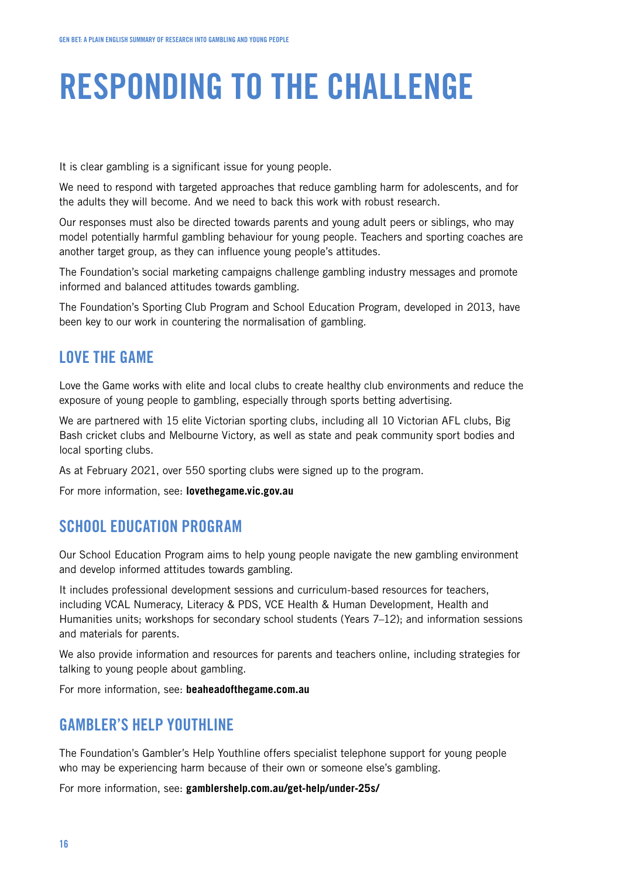# RESPONDING TO THE CHALLENGE

It is clear gambling is a significant issue for young people.

We need to respond with targeted approaches that reduce gambling harm for adolescents, and for the adults they will become. And we need to back this work with robust research.

Our responses must also be directed towards parents and young adult peers or siblings, who may model potentially harmful gambling behaviour for young people. Teachers and sporting coaches are another target group, as they can influence young people's attitudes.

The Foundation's social marketing campaigns challenge gambling industry messages and promote informed and balanced attitudes towards gambling.

The Foundation's Sporting Club Program and School Education Program, developed in 2013, have been key to our work in countering the normalisation of gambling.

## LOVE THE GAME

Love the Game works with elite and local clubs to create healthy club environments and reduce the exposure of young people to gambling, especially through sports betting advertising.

We are partnered with 15 elite Victorian sporting clubs, including all 10 Victorian AFL clubs, Big Bash cricket clubs and Melbourne Victory, as well as state and peak community sport bodies and local sporting clubs.

As at February 2021, over 550 sporting clubs were signed up to the program.

For more information, see: **lovethegame.vic.gov.au**

## SCHOOL EDUCATION PROGRAM

Our School Education Program aims to help young people navigate the new gambling environment and develop informed attitudes towards gambling.

It includes professional development sessions and curriculum-based resources for teachers, including VCAL Numeracy, Literacy & PDS, VCE Health & Human Development, Health and Humanities units; workshops for secondary school students (Years 7–12); and information sessions and materials for parents.

We also provide information and resources for parents and teachers online, including strategies for talking to young people about gambling.

For more information, see: **beaheadofthegame.com.au**

## GAMBLER'S HELP YOUTHLINE

The Foundation's Gambler's Help Youthline offers specialist telephone support for young people who may be experiencing harm because of their own or someone else's gambling.

For more information, see: **gamblershelp.com.au/get-help/under-25s/**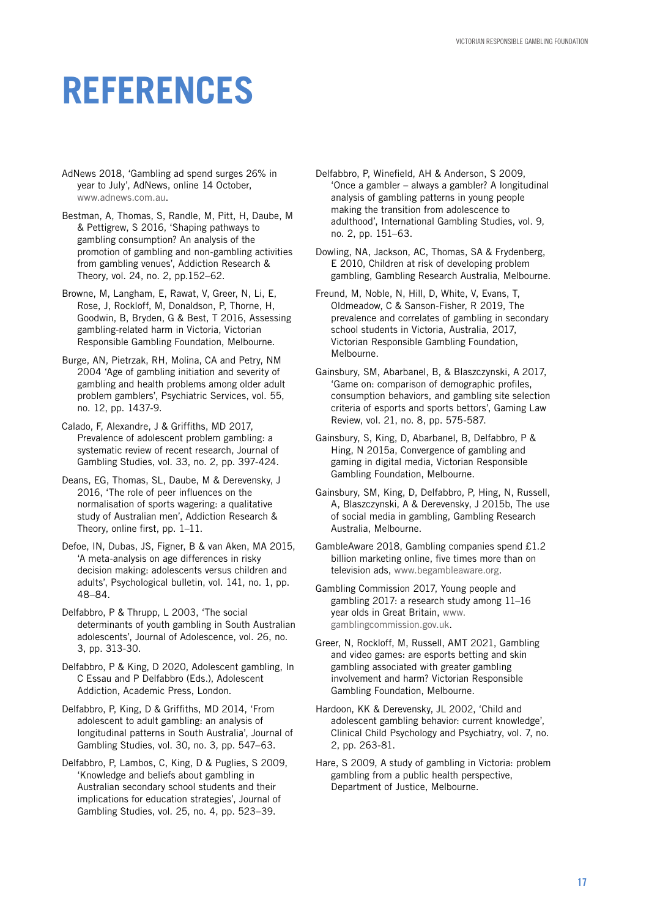# REFERENCES

AdNews 2018, 'Gambling ad spend surges 26% in year to July', AdNews, online 14 October, www.adnews.com.au.

Bestman, A, Thomas, S, Randle, M, Pitt, H, Daube, M & Pettigrew, S 2016, 'Shaping pathways to gambling consumption? An analysis of the promotion of gambling and non-gambling activities from gambling venues', Addiction Research & Theory, vol. 24, no. 2, pp.152–62.

Browne, M, Langham, E, Rawat, V, Greer, N, Li, E, Rose, J, Rockloff, M, Donaldson, P, Thorne, H, Goodwin, B, Bryden, G & Best, T 2016, Assessing gambling-related harm in Victoria, Victorian Responsible Gambling Foundation, Melbourne.

Burge, AN, Pietrzak, RH, Molina, CA and Petry, NM 2004 'Age of gambling initiation and severity of gambling and health problems among older adult problem gamblers', Psychiatric Services, vol. 55, no. 12, pp. 1437-9.

Calado, F, Alexandre, J & Griffiths, MD 2017, Prevalence of adolescent problem gambling: a systematic review of recent research, Journal of Gambling Studies, vol. 33, no. 2, pp. 397-424.

Deans, EG, Thomas, SL, Daube, M & Derevensky, J 2016, 'The role of peer influences on the normalisation of sports wagering: a qualitative study of Australian men', Addiction Research & Theory, online first, pp. 1–11.

Defoe, IN, Dubas, JS, Figner, B & van Aken, MA 2015, 'A meta-analysis on age differences in risky decision making: adolescents versus children and adults', Psychological bulletin, vol. 141, no. 1, pp. 48–84.

Delfabbro, P & Thrupp, L 2003, 'The social determinants of youth gambling in South Australian adolescents', Journal of Adolescence, vol. 26, no. 3, pp. 313-30.

Delfabbro, P & King, D 2020, Adolescent gambling, In C Essau and P Delfabbro (Eds.), Adolescent Addiction, Academic Press, London.

Delfabbro, P, King, D & Griffiths, MD 2014, 'From adolescent to adult gambling: an analysis of longitudinal patterns in South Australia', Journal of Gambling Studies, vol. 30, no. 3, pp. 547–63.

Delfabbro, P, Lambos, C, King, D & Puglies, S 2009, 'Knowledge and beliefs about gambling in Australian secondary school students and their implications for education strategies', Journal of Gambling Studies, vol. 25, no. 4, pp. 523–39.

Delfabbro, P, Winefield, AH & Anderson, S 2009, 'Once a gambler – always a gambler? A longitudinal analysis of gambling patterns in young people making the transition from adolescence to adulthood', International Gambling Studies, vol. 9, no. 2, pp. 151–63.

Dowling, NA, Jackson, AC, Thomas, SA & Frydenberg, E 2010, Children at risk of developing problem gambling, Gambling Research Australia, Melbourne.

Freund, M, Noble, N, Hill, D, White, V, Evans, T, Oldmeadow, C & Sanson-Fisher, R 2019, The prevalence and correlates of gambling in secondary school students in Victoria, Australia, 2017, Victorian Responsible Gambling Foundation, Melbourne.

Gainsbury, SM, Abarbanel, B, & Blaszczynski, A 2017, 'Game on: comparison of demographic profiles, consumption behaviors, and gambling site selection criteria of esports and sports bettors', Gaming Law Review, vol. 21, no. 8, pp. 575-587.

Gainsbury, S, King, D, Abarbanel, B, Delfabbro, P & Hing, N 2015a, Convergence of gambling and gaming in digital media, Victorian Responsible Gambling Foundation, Melbourne.

Gainsbury, SM, King, D, Delfabbro, P, Hing, N, Russell, A, Blaszczynski, A & Derevensky, J 2015b, The use of social media in gambling, Gambling Research Australia, Melbourne.

GambleAware 2018, Gambling companies spend £1.2 billion marketing online, five times more than on television ads, www.begambleaware.org.

Gambling Commission 2017, Young people and gambling 2017: a research study among 11–16 year olds in Great Britain, www.gamblingcommission.gov.uk.

Greer, N, Rockloff, M, Russell, AMT 2021, Gambling and video games: are esports betting and skin gambling associated with greater gambling involvement and harm? Victorian Responsible Gambling Foundation, Melbourne.

Hardoon, KK & Derevensky, JL 2002, 'Child and adolescent gambling behavior: current knowledge', Clinical Child Psychology and Psychiatry, vol. 7, no. 2, pp. 263-81.

Hare, S 2009, A study of gambling in Victoria: problem gambling from a public health perspective, Department of Justice, Melbourne.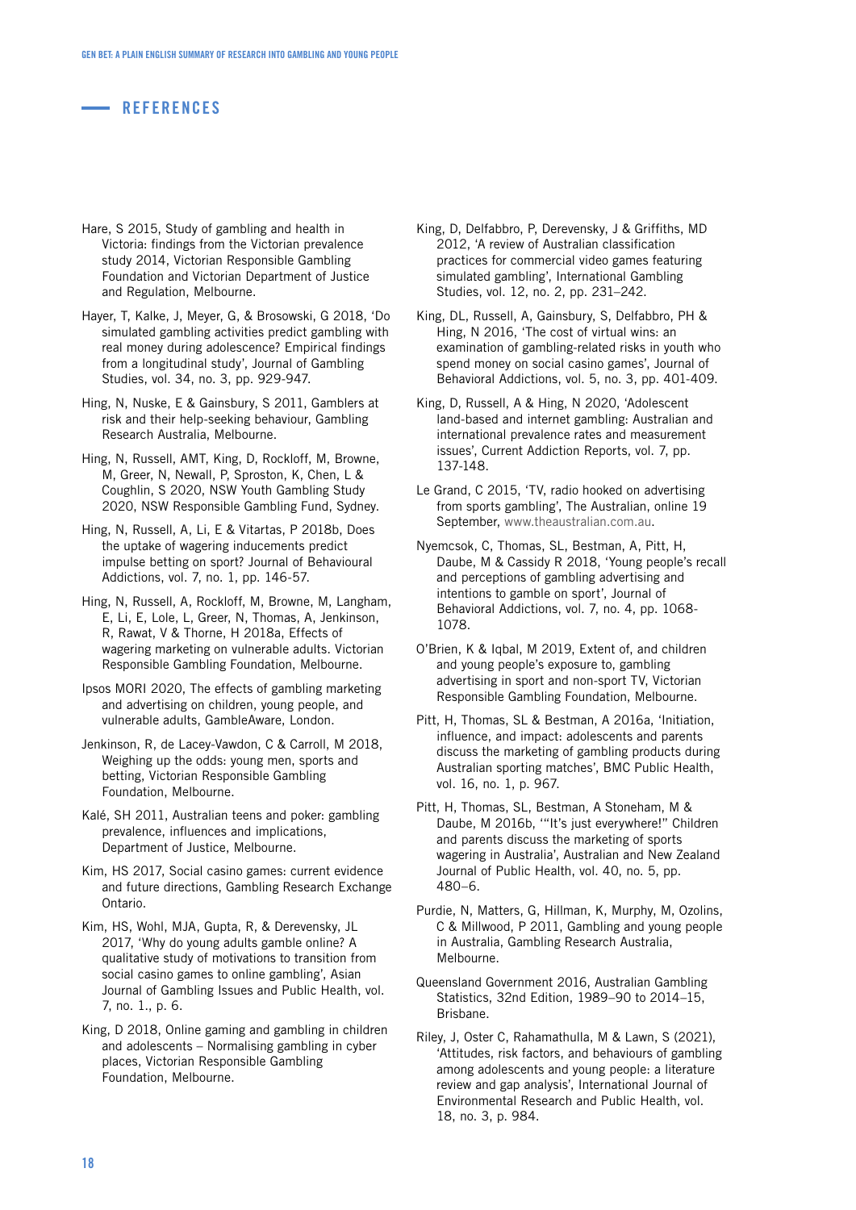## REFERENCES

Hare, S 2015, Study of gambling and health in Victoria: findings from the Victorian prevalence study 2014, Victorian Responsible Gambling Foundation and Victorian Department of Justice and Regulation, Melbourne.

Hayer, T, Kalke, J, Meyer, G, & Brosowski, G 2018, 'Do simulated gambling activities predict gambling with real money during adolescence? Empirical findings from a longitudinal study', Journal of Gambling Studies, vol. 34, no. 3, pp. 929-947.

Hing, N, Nuske, E & Gainsbury, S 2011, Gamblers at risk and their help-seeking behaviour, Gambling Research Australia, Melbourne.

Hing, N, Russell, AMT, King, D, Rockloff, M, Browne, M, Greer, N, Newall, P, Sproston, K, Chen, L & Coughlin, S 2020, NSW Youth Gambling Study 2020, NSW Responsible Gambling Fund, Sydney.

Hing, N, Russell, A, Li, E & Vitartas, P 2018b, Does the uptake of wagering inducements predict impulse betting on sport? Journal of Behavioural Addictions, vol. 7, no. 1, pp. 146-57.

Hing, N, Russell, A, Rockloff, M, Browne, M, Langham, E, Li, E, Lole, L, Greer, N, Thomas, A, Jenkinson, R, Rawat, V & Thorne, H 2018a, Effects of wagering marketing on vulnerable adults. Victorian Responsible Gambling Foundation, Melbourne.

Ipsos MORI 2020, The effects of gambling marketing and advertising on children, young people, and vulnerable adults, GambleAware, London.

Jenkinson, R, de Lacey-Vawdon, C & Carroll, M 2018, Weighing up the odds: young men, sports and betting, Victorian Responsible Gambling Foundation, Melbourne.

Kalé, SH 2011, Australian teens and poker: gambling prevalence, influences and implications, Department of Justice, Melbourne.

Kim, HS 2017, Social casino games: current evidence and future directions, Gambling Research Exchange Ontario.

Kim, HS, Wohl, MJA, Gupta, R, & Derevensky, JL 2017, 'Why do young adults gamble online? A qualitative study of motivations to transition from social casino games to online gambling', Asian Journal of Gambling Issues and Public Health, vol. 7, no. 1., p. 6.

King, D 2018, Online gaming and gambling in children and adolescents – Normalising gambling in cyber places, Victorian Responsible Gambling Foundation, Melbourne.

King, D, Delfabbro, P, Derevensky, J & Griffiths, MD 2012, 'A review of Australian classification practices for commercial video games featuring simulated gambling', International Gambling Studies, vol. 12, no. 2, pp. 231–242.

King, DL, Russell, A, Gainsbury, S, Delfabbro, PH & Hing, N 2016, 'The cost of virtual wins: an examination of gambling-related risks in youth who spend money on social casino games', Journal of Behavioral Addictions, vol. 5, no. 3, pp. 401-409.

King, D, Russell, A & Hing, N 2020, 'Adolescent land-based and internet gambling: Australian and international prevalence rates and measurement issues', Current Addiction Reports, vol. 7, pp. 137-148.

Le Grand, C 2015, 'TV, radio hooked on advertising from sports gambling', The Australian, online 19 September, www.theaustralian.com.au.

Nyemcsok, C, Thomas, SL, Bestman, A, Pitt, H, Daube, M & Cassidy R 2018, 'Young people's recall and perceptions of gambling advertising and intentions to gamble on sport', Journal of Behavioral Addictions, vol. 7, no. 4, pp. 1068-1078.

O'Brien, K & Iqbal, M 2019, Extent of, and children and young people's exposure to, gambling advertising in sport and non-sport TV, Victorian Responsible Gambling Foundation, Melbourne.

Pitt, H, Thomas, SL & Bestman, A 2016a, 'Initiation, influence, and impact: adolescents and parents discuss the marketing of gambling products during Australian sporting matches', BMC Public Health, vol. 16, no. 1, p. 967.

Pitt, H, Thomas, SL, Bestman, A Stoneham, M & Daube, M 2016b, '"It's just everywhere!" Children and parents discuss the marketing of sports wagering in Australia', Australian and New Zealand Journal of Public Health, vol. 40, no. 5, pp. 480–6.

Purdie, N, Matters, G, Hillman, K, Murphy, M, Ozolins, C & Millwood, P 2011, Gambling and young people in Australia, Gambling Research Australia, Melbourne.

Queensland Government 2016, Australian Gambling Statistics, 32nd Edition, 1989–90 to 2014–15, Brisbane.

Riley, J, Oster C, Rahamathulla, M & Lawn, S (2021), 'Attitudes, risk factors, and behaviours of gambling among adolescents and young people: a literature review and gap analysis', International Journal of Environmental Research and Public Health, vol. 18, no. 3, p. 984.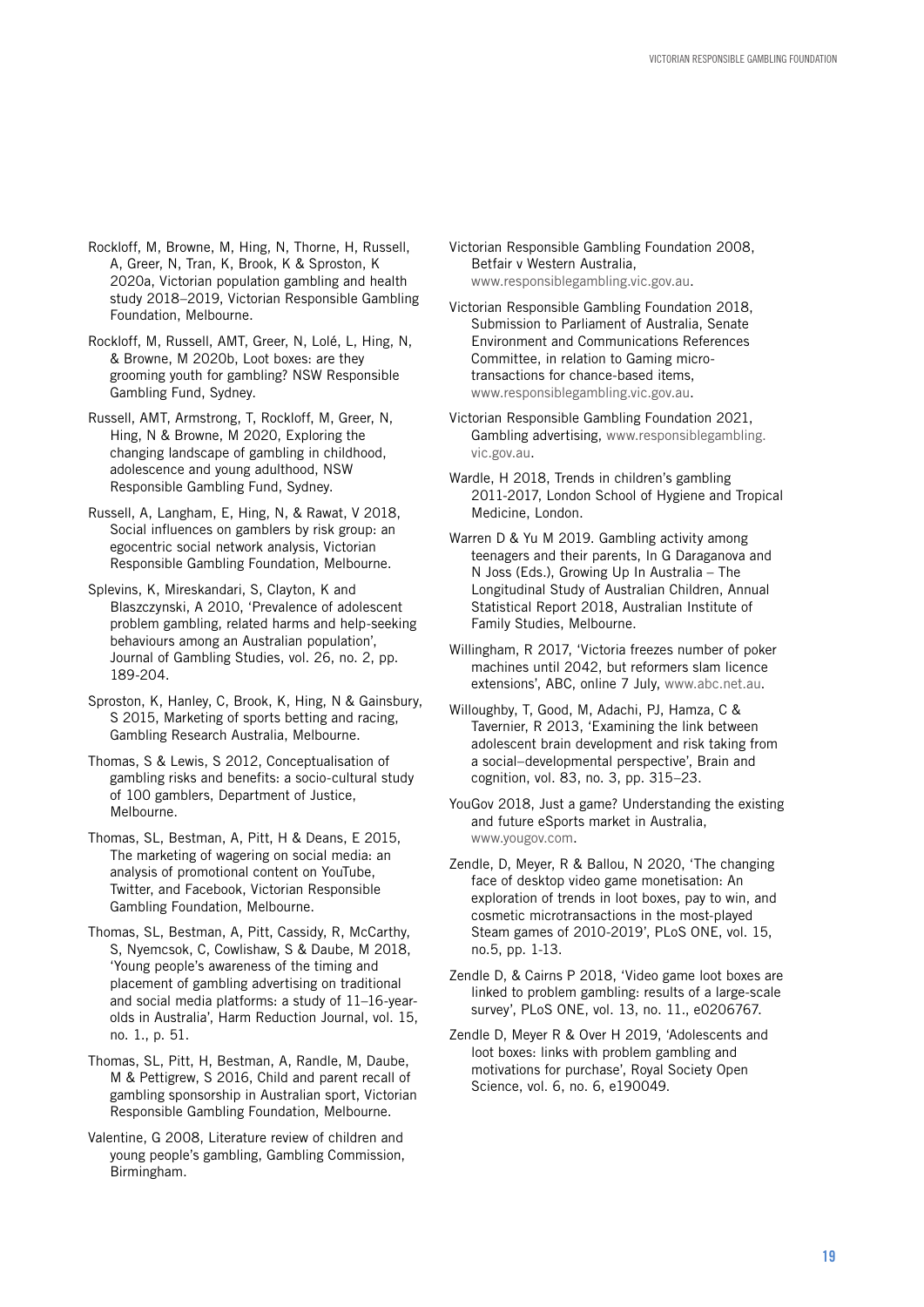Rockloff, M, Browne, M, Hing, N, Thorne, H, Russell, A, Greer, N, Tran, K, Brook, K & Sproston, K 2020a, Victorian population gambling and health study 2018–2019, Victorian Responsible Gambling Foundation, Melbourne.

Rockloff, M, Russell, AMT, Greer, N, Lolé, L, Hing, N, & Browne, M 2020b, Loot boxes: are they grooming youth for gambling? NSW Responsible Gambling Fund, Sydney.

Russell, AMT, Armstrong, T, Rockloff, M, Greer, N, Hing, N & Browne, M 2020, Exploring the changing landscape of gambling in childhood, adolescence and young adulthood, NSW Responsible Gambling Fund, Sydney.

Russell, A, Langham, E, Hing, N, & Rawat, V 2018, Social influences on gamblers by risk group: an egocentric social network analysis, Victorian Responsible Gambling Foundation, Melbourne.

Splevins, K, Mireskandari, S, Clayton, K and Blaszczynski, A 2010, 'Prevalence of adolescent problem gambling, related harms and help-seeking behaviours among an Australian population', Journal of Gambling Studies, vol. 26, no. 2, pp. 189-204.

Sproston, K, Hanley, C, Brook, K, Hing, N & Gainsbury, S 2015, Marketing of sports betting and racing, Gambling Research Australia, Melbourne.

Thomas, S & Lewis, S 2012, Conceptualisation of gambling risks and benefits: a socio-cultural study of 100 gamblers, Department of Justice, Melbourne.

Thomas, SL, Bestman, A, Pitt, H & Deans, E 2015, The marketing of wagering on social media: an analysis of promotional content on YouTube, Twitter, and Facebook, Victorian Responsible Gambling Foundation, Melbourne.

Thomas, SL, Bestman, A, Pitt, Cassidy, R, McCarthy, S, Nyemcsok, C, Cowlishaw, S & Daube, M 2018, 'Young people's awareness of the timing and placement of gambling advertising on traditional and social media platforms: a study of 11–16-year-olds in Australia', Harm Reduction Journal, vol. 15, no. 1., p. 51.

Thomas, SL, Pitt, H, Bestman, A, Randle, M, Daube, M & Pettigrew, S 2016, Child and parent recall of gambling sponsorship in Australian sport, Victorian Responsible Gambling Foundation, Melbourne.

Valentine, G 2008, Literature review of children and young people's gambling, Gambling Commission, Birmingham.

Victorian Responsible Gambling Foundation 2008, Betfair v Western Australia, www.responsiblegambling.vic.gov.au.

Victorian Responsible Gambling Foundation 2018, Submission to Parliament of Australia, Senate Environment and Communications References Committee, in relation to Gaming micro-transactions for chance-based items, www.responsiblegambling.vic.gov.au.

Victorian Responsible Gambling Foundation 2021, Gambling advertising, www.responsiblegambling.vic.gov.au.

Wardle, H 2018, Trends in children's gambling 2011-2017, London School of Hygiene and Tropical Medicine, London.

Warren D & Yu M 2019. Gambling activity among teenagers and their parents, In G Daraganova and N Joss (Eds.), Growing Up In Australia – The Longitudinal Study of Australian Children, Annual Statistical Report 2018, Australian Institute of Family Studies, Melbourne.

Willingham, R 2017, 'Victoria freezes number of poker machines until 2042, but reformers slam licence extensions', ABC, online 7 July, www.abc.net.au.

Willoughby, T, Good, M, Adachi, PJ, Hamza, C & Tavernier, R 2013, 'Examining the link between adolescent brain development and risk taking from a social–developmental perspective', Brain and cognition, vol. 83, no. 3, pp. 315–23.

YouGov 2018, Just a game? Understanding the existing and future eSports market in Australia, www.yougov.com.

Zendle, D, Meyer, R & Ballou, N 2020, 'The changing face of desktop video game monetisation: An exploration of trends in loot boxes, pay to win, and cosmetic microtransactions in the most-played Steam games of 2010-2019', PLoS ONE, vol. 15, no.5, pp. 1-13.

Zendle D, & Cairns P 2018, 'Video game loot boxes are linked to problem gambling: results of a large-scale survey', PLoS ONE, vol. 13, no. 11., e0206767.

Zendle D, Meyer R & Over H 2019, 'Adolescents and loot boxes: links with problem gambling and motivations for purchase', Royal Society Open Science, vol. 6, no. 6, e190049.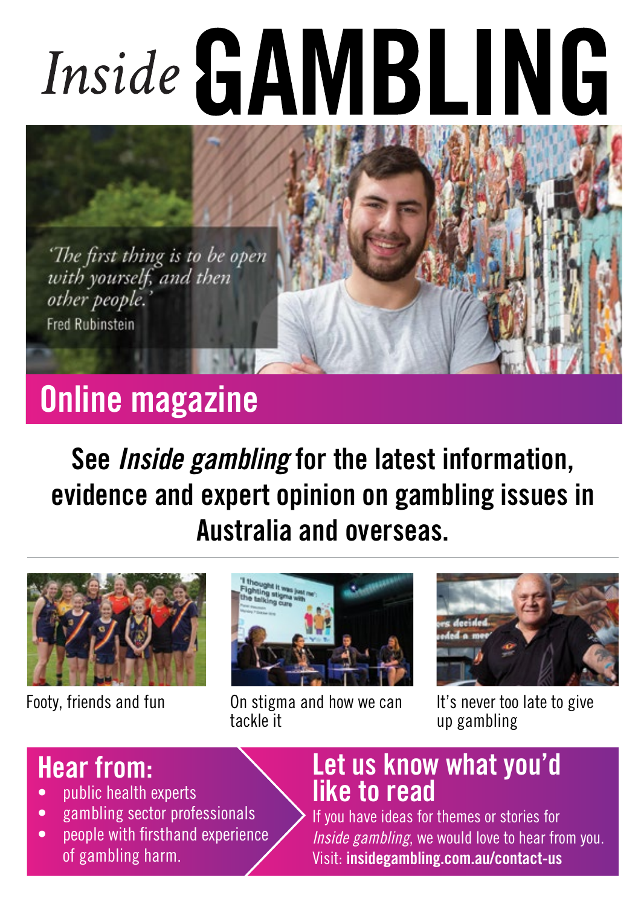# *Inside* GAMBLING

*'The first thing is to be open with yourself, and then other people.'*

Fred Rubinstein

## Online magazine

**See *Inside gambling* for the latest information, evidence and expert opinion on gambling issues in Australia and overseas.**

Footy, friends and fun

On stigma and how we can tackle it

It's never too late to give up gambling

## Hear from:

- public health experts
- gambling sector professionals
- people with firsthand experience of gambling harm.

## Let us know what you'd like to read

If you have ideas for themes or stories for *Inside gambling*, we would love to hear from you.

Visit: **insidegambling.com.au/contact-us**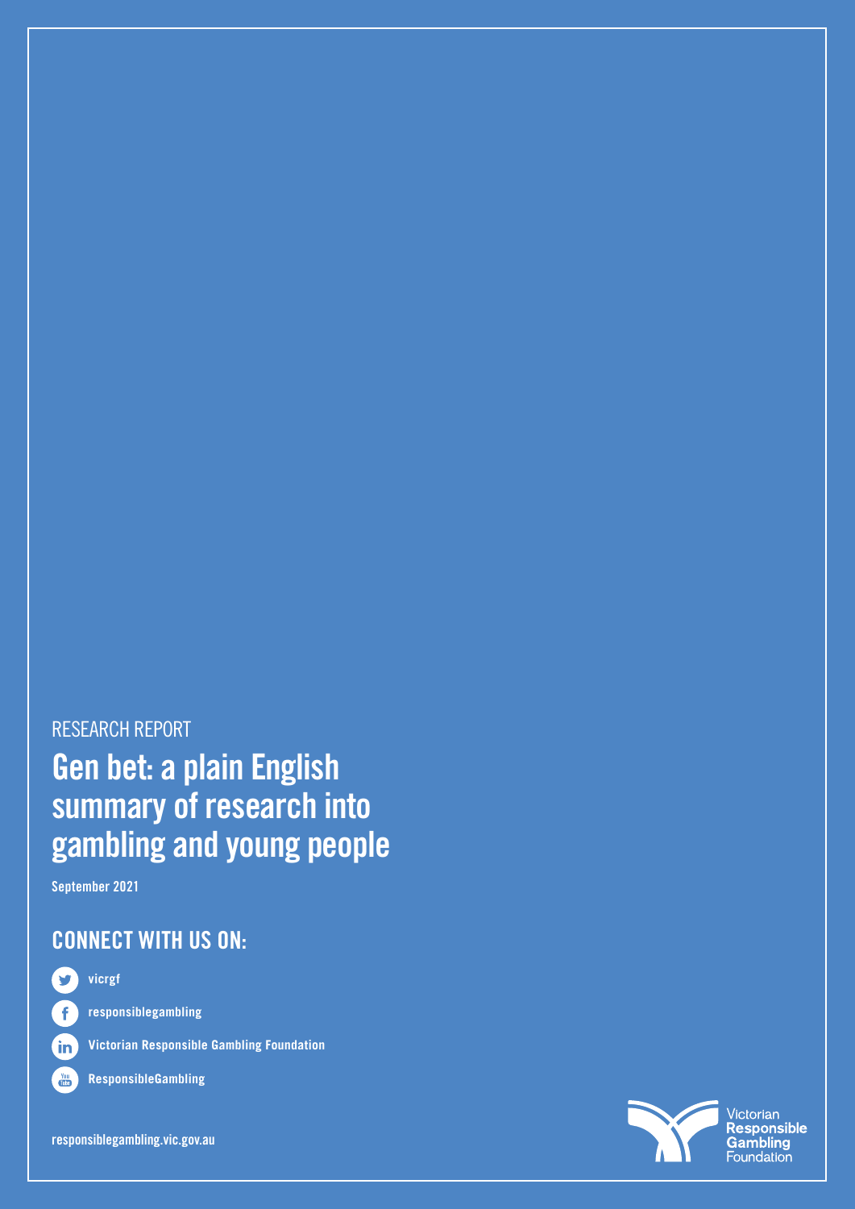RESEARCH REPORT

# Gen bet: a plain English summary of research into gambling and young people

**September 2021**

## CONNECT WITH US ON:

**vicrgf**

**responsiblegambling**

**Victorian Responsible Gambling Foundation**

**ResponsibleGambling**

**responsiblegambling.vic.gov.au**

Victorian
Responsible
Gambling
Foundation